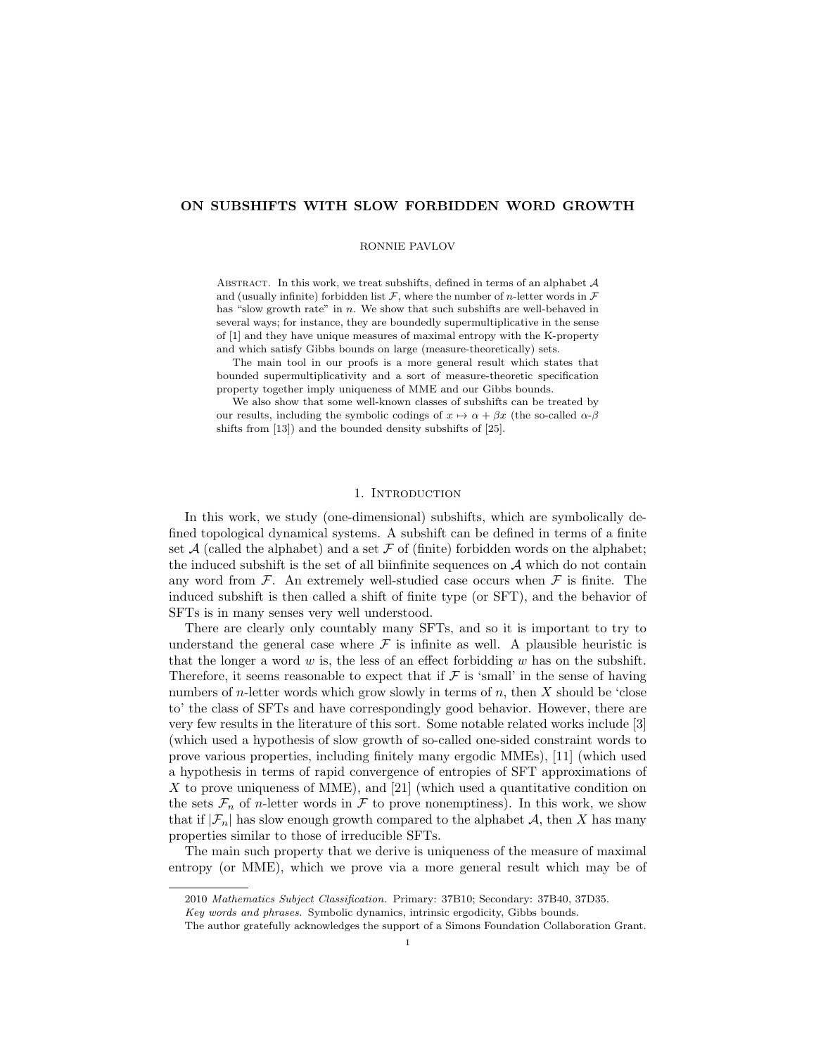# ON SUBSHIFTS WITH SLOW FORBIDDEN WORD GROWTH

RONNIE PAVLOV

Abstract. In this work, we treat subshifts, defined in terms of an alphabet $\mathcal{A}$ and (usually infinite) forbidden list $\mathcal{F}$, where the number of $n$-letter words in $\mathcal{F}$ has "slow growth rate" in $n$. We show that such subshifts are well-behaved in several ways; for instance, they are boundedly supermultiplicative in the sense of [1] and they have unique measures of maximal entropy with the K-property and which satisfy Gibbs bounds on large (measure-theoretically) sets.

The main tool in our proofs is a more general result which states that bounded supermultiplicativity and a sort of measure-theoretic specification property together imply uniqueness of MME and our Gibbs bounds.

We also show that some well-known classes of subshifts can be treated by our results, including the symbolic codings of $x \mapsto \alpha + \beta x$ (the so-called $\alpha$-$\beta$ shifts from [13]) and the bounded density subshifts of [25].

## 1. Introduction

In this work, we study (one-dimensional) subshifts, which are symbolically defined topological dynamical systems. A subshift can be defined in terms of a finite set $\mathcal{A}$ (called the alphabet) and a set $\mathcal{F}$ of (finite) forbidden words on the alphabet; the induced subshift is the set of all biinfinite sequences on $\mathcal{A}$ which do not contain any word from $\mathcal{F}$. An extremely well-studied case occurs when $\mathcal{F}$ is finite. The induced subshift is then called a shift of finite type (or SFT), and the behavior of SFTs is in many senses very well understood.

There are clearly only countably many SFTs, and so it is important to try to understand the general case where $\mathcal{F}$ is infinite as well. A plausible heuristic is that the longer a word $w$ is, the less of an effect forbidding $w$ has on the subshift. Therefore, it seems reasonable to expect that if $\mathcal{F}$ is 'small' in the sense of having numbers of $n$-letter words which grow slowly in terms of $n$, then $X$ should be 'close to' the class of SFTs and have correspondingly good behavior. However, there are very few results in the literature of this sort. Some notable related works include [3] (which used a hypothesis of slow growth of so-called one-sided constraint words to prove various properties, including finitely many ergodic MMEs), [11] (which used a hypothesis in terms of rapid convergence of entropies of SFT approximations of $X$ to prove uniqueness of MME), and [21] (which used a quantitative condition on the sets $\mathcal{F}_n$ of $n$-letter words in $\mathcal{F}$ to prove nonemptiness). In this work, we show that if $|\mathcal{F}_n|$ has slow enough growth compared to the alphabet $\mathcal{A}$, then $X$ has many properties similar to those of irreducible SFTs.

The main such property that we derive is uniqueness of the measure of maximal entropy (or MME), which we prove via a more general result which may be of

---

2010 *Mathematics Subject Classification.* Primary: 37B10; Secondary: 37B40, 37D35.

*Key words and phrases.* Symbolic dynamics, intrinsic ergodicity, Gibbs bounds.

The author gratefully acknowledges the support of a Simons Foundation Collaboration Grant.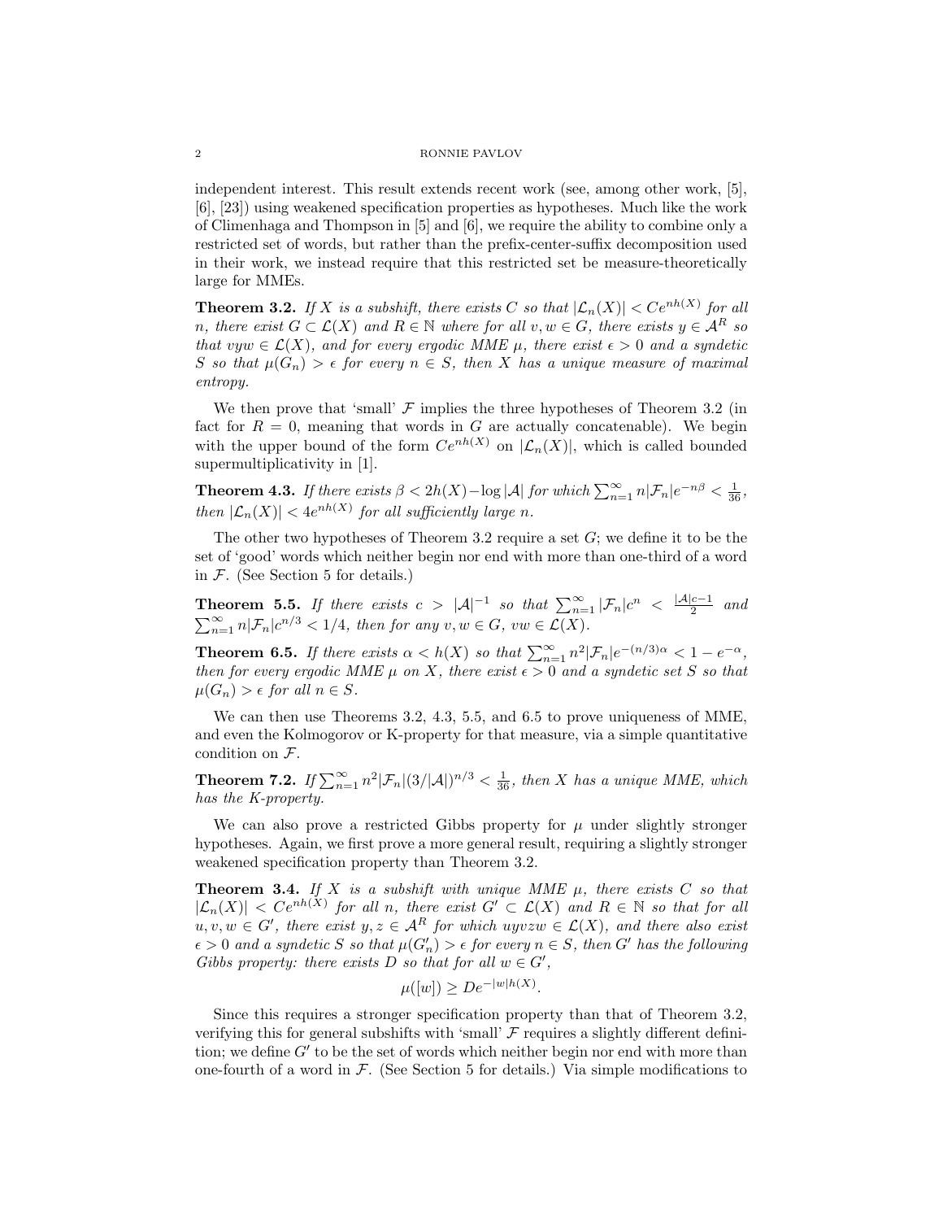independent interest. This result extends recent work (see, among other work, [5], [6], [23]) using weakened specification properties as hypotheses. Much like the work of Climenhaga and Thompson in [5] and [6], we require the ability to combine only a restricted set of words, but rather than the prefix-center-suffix decomposition used in their work, we instead require that this restricted set be measure-theoretically large for MMEs.

**Theorem 3.2.** *If $X$ is a subshift, there exists $C$ so that $|\mathcal{L}_n(X)| < Ce^{nh(X)}$ for all $n$, there exist $G \subset \mathcal{L}(X)$ and $R \in \mathbb{N}$ where for all $v, w \in G$, there exists $y \in \mathcal{A}^R$ so that $vyw \in \mathcal{L}(X)$, and for every ergodic MME $\mu$, there exist $\epsilon > 0$ and a syndetic $S$ so that $\mu(G_n) > \epsilon$ for every $n \in S$, then $X$ has a unique measure of maximal entropy.*

We then prove that 'small' $\mathcal{F}$ implies the three hypotheses of Theorem 3.2 (in fact for $R = 0$, meaning that words in $G$ are actually concatenable). We begin with the upper bound of the form $Ce^{nh(X)}$ on $|\mathcal{L}_n(X)|$, which is called bounded supermultiplicativity in [1].

**Theorem 4.3.** *If there exists $\beta < 2h(X) - \log|\mathcal{A}|$ for which $\sum_{n=1}^{\infty} n|\mathcal{F}_n|e^{-n\beta} < \frac{1}{36}$, then $|\mathcal{L}_n(X)| < 4e^{nh(X)}$ for all sufficiently large $n$.*

The other two hypotheses of Theorem 3.2 require a set $G$; we define it to be the set of 'good' words which neither begin nor end with more than one-third of a word in $\mathcal{F}$. (See Section 5 for details.)

**Theorem 5.5.** *If there exists $c > |\mathcal{A}|^{-1}$ so that $\sum_{n=1}^{\infty} |\mathcal{F}_n|c^n < \frac{|\mathcal{A}|c-1}{2}$ and $\sum_{n=1}^{\infty} n|\mathcal{F}_n|c^{n/3} < 1/4$, then for any $v, w \in G$, $vw \in \mathcal{L}(X)$.*

**Theorem 6.5.** *If there exists $\alpha < h(X)$ so that $\sum_{n=1}^{\infty} n^2|\mathcal{F}_n|e^{-(n/3)\alpha} < 1 - e^{-\alpha}$, then for every ergodic MME $\mu$ on $X$, there exist $\epsilon > 0$ and a syndetic set $S$ so that $\mu(G_n) > \epsilon$ for all $n \in S$.*

We can then use Theorems 3.2, 4.3, 5.5, and 6.5 to prove uniqueness of MME, and even the Kolmogorov or K-property for that measure, via a simple quantitative condition on $\mathcal{F}$.

**Theorem 7.2.** *If $\sum_{n=1}^{\infty} n^2|\mathcal{F}_n|(3/|\mathcal{A}|)^{n/3} < \frac{1}{36}$, then $X$ has a unique MME, which has the K-property.*

We can also prove a restricted Gibbs property for $\mu$ under slightly stronger hypotheses. Again, we first prove a more general result, requiring a slightly stronger weakened specification property than Theorem 3.2.

**Theorem 3.4.** *If $X$ is a subshift with unique MME $\mu$, there exists $C$ so that $|\mathcal{L}_n(X)| < Ce^{nh(X)}$ for all $n$, there exist $G' \subset \mathcal{L}(X)$ and $R \in \mathbb{N}$ so that for all $u, v, w \in G'$, there exist $y, z \in \mathcal{A}^R$ for which $uyvzw \in \mathcal{L}(X)$, and there also exist $\epsilon > 0$ and a syndetic $S$ so that $\mu(G'_n) > \epsilon$ for every $n \in S$, then $G'$ has the following Gibbs property: there exists $D$ so that for all $w \in G'$,*

$$\mu([w]) \geq De^{-|w|h(X)}.$$

Since this requires a stronger specification property than that of Theorem 3.2, verifying this for general subshifts with 'small' $\mathcal{F}$ requires a slightly different definition; we define $G'$ to be the set of words which neither begin nor end with more than one-fourth of a word in $\mathcal{F}$. (See Section 5 for details.) Via simple modifications to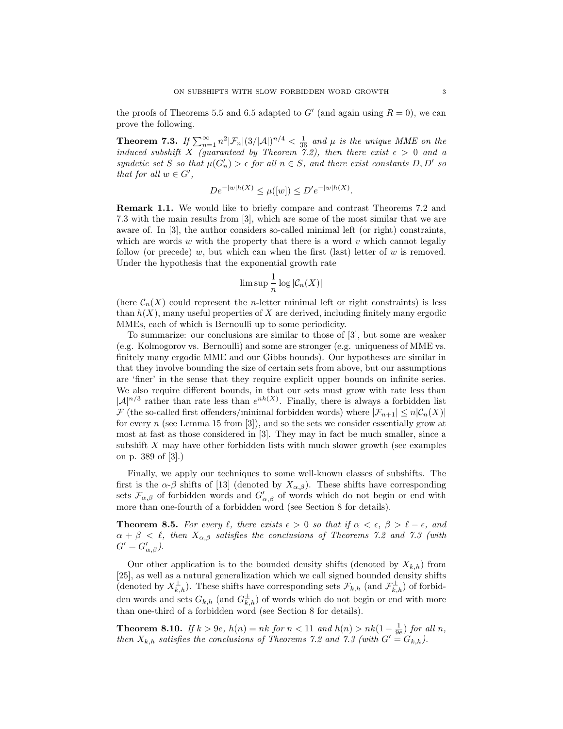the proofs of Theorems 5.5 and 6.5 adapted to $G'$ (and again using $R = 0$), we can prove the following.

**Theorem 7.3.** *If $\sum_{n=1}^{\infty} n^2 |\mathcal{F}_n| (3/|\mathcal{A}|)^{n/4} < \frac{1}{36}$ and $\mu$ is the unique MME on the induced subshift $X$ (guaranteed by Theorem 7.2), then there exist $\epsilon > 0$ and a syndetic set $S$ so that $\mu(G'_n) > \epsilon$ for all $n \in S$, and there exist constants $D, D'$ so that for all $w \in G'$,*

$$De^{-|w|h(X)} \leq \mu([w]) \leq D'e^{-|w|h(X)}.$$

**Remark 1.1.** We would like to briefly compare and contrast Theorems 7.2 and 7.3 with the main results from [3], which are some of the most similar that we are aware of. In [3], the author considers so-called minimal left (or right) constraints, which are words $w$ with the property that there is a word $v$ which cannot legally follow (or precede) $w$, but which can when the first (last) letter of $w$ is removed. Under the hypothesis that the exponential growth rate

$$\limsup \frac{1}{n} \log |\mathcal{C}_n(X)|$$

(here $\mathcal{C}_n(X)$ could represent the $n$-letter minimal left or right constraints) is less than $h(X)$, many useful properties of $X$ are derived, including finitely many ergodic MMEs, each of which is Bernoulli up to some periodicity.

To summarize: our conclusions are similar to those of [3], but some are weaker (e.g. Kolmogorov vs. Bernoulli) and some are stronger (e.g. uniqueness of MME vs. finitely many ergodic MME and our Gibbs bounds). Our hypotheses are similar in that they involve bounding the size of certain sets from above, but our assumptions are 'finer' in the sense that they require explicit upper bounds on infinite series. We also require different bounds, in that our sets must grow with rate less than $|\mathcal{A}|^{n/3}$ rather than rate less than $e^{nh(X)}$. Finally, there is always a forbidden list $\mathcal{F}$ (the so-called first offenders/minimal forbidden words) where $|\mathcal{F}_{n+1}| \leq n|\mathcal{C}_n(X)|$ for every $n$ (see Lemma 15 from [3]), and so the sets we consider essentially grow at most at fast as those considered in [3]. They may in fact be much smaller, since a subshift $X$ may have other forbidden lists with much slower growth (see examples on p. 389 of [3].)

Finally, we apply our techniques to some well-known classes of subshifts. The first is the $\alpha$-$\beta$ shifts of [13] (denoted by $X_{\alpha,\beta}$). These shifts have corresponding sets $\mathcal{F}_{\alpha,\beta}$ of forbidden words and $G'_{\alpha,\beta}$ of words which do not begin or end with more than one-fourth of a forbidden word (see Section 8 for details).

**Theorem 8.5.** *For every $\ell$, there exists $\epsilon > 0$ so that if $\alpha < \epsilon$, $\beta > \ell - \epsilon$, and $\alpha + \beta < \ell$, then $X_{\alpha,\beta}$ satisfies the conclusions of Theorems 7.2 and 7.3 (with $G' = G'_{\alpha,\beta}$).*

Our other application is to the bounded density shifts (denoted by $X_{k,h}$) from [25], as well as a natural generalization which we call signed bounded density shifts (denoted by $X^{\pm}_{k,h}$). These shifts have corresponding sets $\mathcal{F}_{k,h}$ (and $\mathcal{F}^{\pm}_{k,h}$) of forbidden words and sets $G_{k,h}$ (and $G^{\pm}_{k,h}$) of words which do not begin or end with more than one-third of a forbidden word (see Section 8 for details).

**Theorem 8.10.** *If $k > 9e$, $h(n) = nk$ for $n < 11$ and $h(n) > nk(1 - \frac{1}{9e})$ for all $n$, then $X_{k,h}$ satisfies the conclusions of Theorems 7.2 and 7.3 (with $G' = G_{k,h}$).*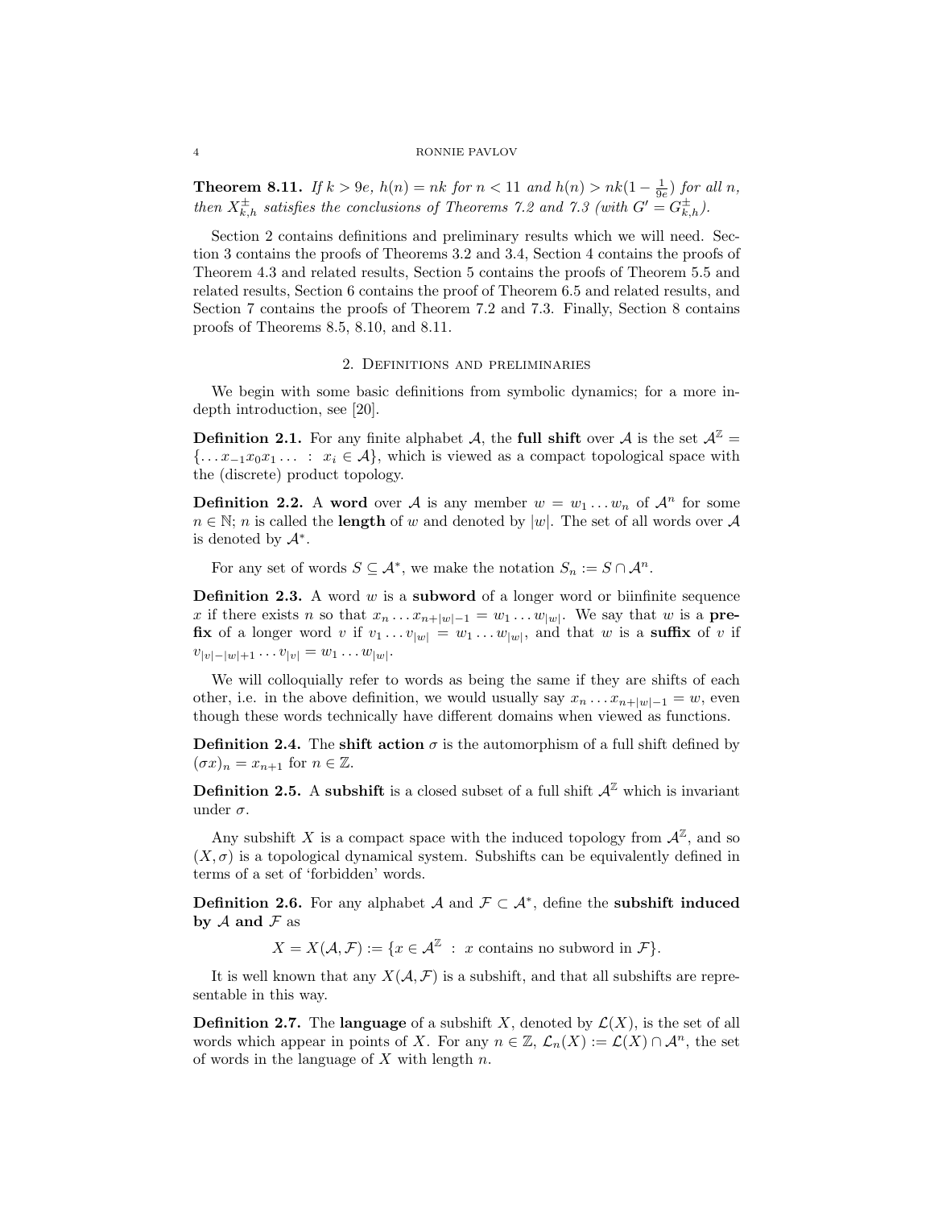**Theorem 8.11.** *If $k > 9e$, $h(n) = nk$ for $n < 11$ and $h(n) > nk(1 - \frac{1}{9e})$ for all $n$, then $X^{\pm}_{k,h}$ satisfies the conclusions of Theorems 7.2 and 7.3 (with $G' = G^{\pm}_{k,h}$).*

Section 2 contains definitions and preliminary results which we will need. Section 3 contains the proofs of Theorems 3.2 and 3.4, Section 4 contains the proofs of Theorem 4.3 and related results, Section 5 contains the proofs of Theorem 5.5 and related results, Section 6 contains the proof of Theorem 6.5 and related results, and Section 7 contains the proofs of Theorem 7.2 and 7.3. Finally, Section 8 contains proofs of Theorems 8.5, 8.10, and 8.11.

## 2. Definitions and preliminaries

We begin with some basic definitions from symbolic dynamics; for a more in-depth introduction, see [20].

**Definition 2.1.** For any finite alphabet $\mathcal{A}$, the **full shift** over $\mathcal{A}$ is the set $\mathcal{A}^{\mathbb{Z}} = \{\dots x_{-1}x_0x_1 \dots \ : \ x_i \in \mathcal{A}\}$, which is viewed as a compact topological space with the (discrete) product topology.

**Definition 2.2.** A **word** over $\mathcal{A}$ is any member $w = w_1 \dots w_n$ of $\mathcal{A}^n$ for some $n \in \mathbb{N}$; $n$ is called the **length** of $w$ and denoted by $|w|$. The set of all words over $\mathcal{A}$ is denoted by $\mathcal{A}^*$.

For any set of words $S \subseteq \mathcal{A}^*$, we make the notation $S_n := S \cap \mathcal{A}^n$.

**Definition 2.3.** A word $w$ is a **subword** of a longer word or biinfinite sequence $x$ if there exists $n$ so that $x_n \dots x_{n+|w|-1} = w_1 \dots w_{|w|}$. We say that $w$ is a **prefix** of a longer word $v$ if $v_1 \dots v_{|w|} = w_1 \dots w_{|w|}$, and that $w$ is a **suffix** of $v$ if $v_{|v|-|w|+1} \dots v_{|v|} = w_1 \dots w_{|w|}$.

We will colloquially refer to words as being the same if they are shifts of each other, i.e. in the above definition, we would usually say $x_n \dots x_{n+|w|-1} = w$, even though these words technically have different domains when viewed as functions.

**Definition 2.4.** The **shift action** $\sigma$ is the automorphism of a full shift defined by $(\sigma x)_n = x_{n+1}$ for $n \in \mathbb{Z}$.

**Definition 2.5.** A **subshift** is a closed subset of a full shift $\mathcal{A}^{\mathbb{Z}}$ which is invariant under $\sigma$.

Any subshift $X$ is a compact space with the induced topology from $\mathcal{A}^{\mathbb{Z}}$, and so $(X, \sigma)$ is a topological dynamical system. Subshifts can be equivalently defined in terms of a set of 'forbidden' words.

**Definition 2.6.** For any alphabet $\mathcal{A}$ and $\mathcal{F} \subset \mathcal{A}^*$, define the **subshift induced by $\mathcal{A}$ and $\mathcal{F}$** as

$$X = X(\mathcal{A}, \mathcal{F}) := \{x \in \mathcal{A}^{\mathbb{Z}} \ : \ x \text{ contains no subword in } \mathcal{F}\}.$$

It is well known that any $X(\mathcal{A}, \mathcal{F})$ is a subshift, and that all subshifts are representable in this way.

**Definition 2.7.** The **language** of a subshift $X$, denoted by $\mathcal{L}(X)$, is the set of all words which appear in points of $X$. For any $n \in \mathbb{Z}$, $\mathcal{L}_n(X) := \mathcal{L}(X) \cap \mathcal{A}^n$, the set of words in the language of $X$ with length $n$.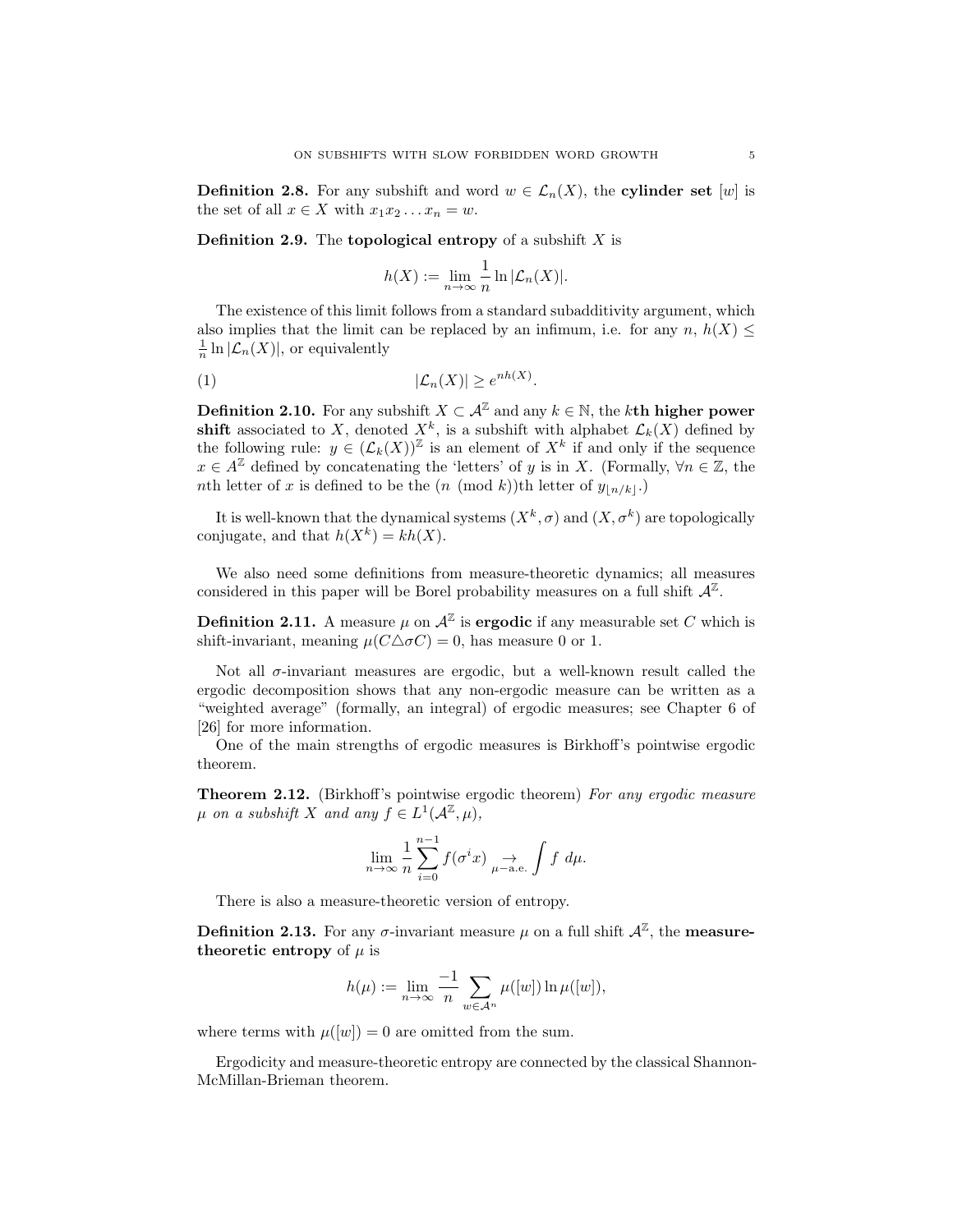**Definition 2.8.** For any subshift and word $w \in \mathcal{L}_n(X)$, the **cylinder set** $[w]$ is the set of all $x \in X$ with $x_1 x_2 \ldots x_n = w$.

**Definition 2.9.** The **topological entropy** of a subshift $X$ is

$$h(X) := \lim_{n \to \infty} \frac{1}{n} \ln |\mathcal{L}_n(X)|.$$

The existence of this limit follows from a standard subadditivity argument, which also implies that the limit can be replaced by an infimum, i.e. for any $n$, $h(X) \leq \frac{1}{n} \ln |\mathcal{L}_n(X)|$, or equivalently

$$|\mathcal{L}_n(X)| \geq e^{nh(X)}. \tag{1}$$

**Definition 2.10.** For any subshift $X \subset \mathcal{A}^{\mathbb{Z}}$ and any $k \in \mathbb{N}$, the $k$**th higher power shift** associated to $X$, denoted $X^k$, is a subshift with alphabet $\mathcal{L}_k(X)$ defined by the following rule: $y \in (\mathcal{L}_k(X))^{\mathbb{Z}}$ is an element of $X^k$ if and only if the sequence $x \in A^{\mathbb{Z}}$ defined by concatenating the 'letters' of $y$ is in $X$. (Formally, $\forall n \in \mathbb{Z}$, the $n$th letter of $x$ is defined to be the $(n \pmod k)$th letter of $y_{\lfloor n/k \rfloor}$.)

It is well-known that the dynamical systems $(X^k, \sigma)$ and $(X, \sigma^k)$ are topologically conjugate, and that $h(X^k) = kh(X)$.

We also need some definitions from measure-theoretic dynamics; all measures considered in this paper will be Borel probability measures on a full shift $\mathcal{A}^{\mathbb{Z}}$.

**Definition 2.11.** A measure $\mu$ on $\mathcal{A}^{\mathbb{Z}}$ is **ergodic** if any measurable set $C$ which is shift-invariant, meaning $\mu(C \triangle \sigma C) = 0$, has measure 0 or 1.

Not all $\sigma$-invariant measures are ergodic, but a well-known result called the ergodic decomposition shows that any non-ergodic measure can be written as a "weighted average" (formally, an integral) of ergodic measures; see Chapter 6 of [26] for more information.

One of the main strengths of ergodic measures is Birkhoff's pointwise ergodic theorem.

**Theorem 2.12.** (Birkhoff's pointwise ergodic theorem) *For any ergodic measure $\mu$ on a subshift $X$ and any $f \in L^1(\mathcal{A}^{\mathbb{Z}}, \mu)$,*

$$\lim_{n \to \infty} \frac{1}{n} \sum_{i=0}^{n-1} f(\sigma^i x) \underset{\mu-\text{a.e.}}{\rightarrow} \int f \, d\mu.$$

There is also a measure-theoretic version of entropy.

**Definition 2.13.** For any $\sigma$-invariant measure $\mu$ on a full shift $\mathcal{A}^{\mathbb{Z}}$, the **measure-theoretic entropy** of $\mu$ is

$$h(\mu) := \lim_{n \to \infty} \frac{-1}{n} \sum_{w \in \mathcal{A}^n} \mu([w]) \ln \mu([w]),$$

where terms with $\mu([w]) = 0$ are omitted from the sum.

Ergodicity and measure-theoretic entropy are connected by the classical Shannon-McMillan-Brieman theorem.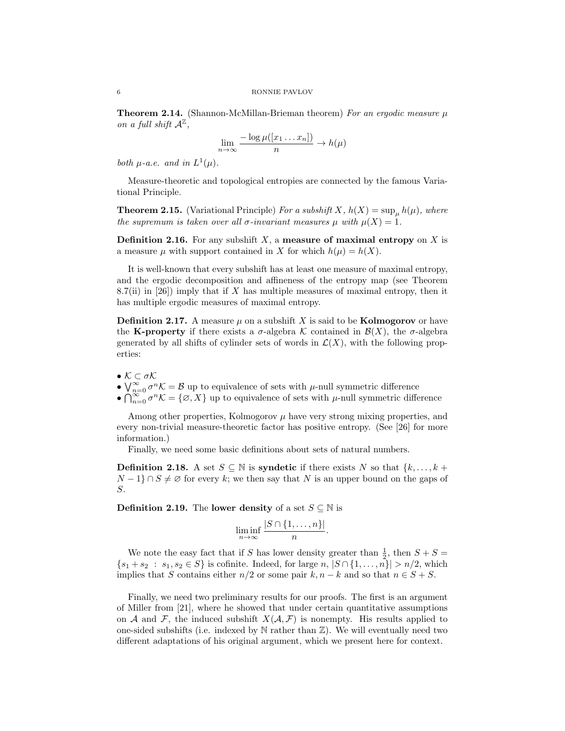**Theorem 2.14.** (Shannon-McMillan-Brieman theorem) *For an ergodic measure $\mu$ on a full shift $\mathcal{A}^{\mathbb{Z}}$,*

$$\lim_{n\to\infty} \frac{-\log \mu([x_1 \dots x_n])}{n} \to h(\mu)$$

*both $\mu$-a.e. and in $L^1(\mu)$.*

Measure-theoretic and topological entropies are connected by the famous Variational Principle.

**Theorem 2.15.** (Variational Principle) *For a subshift $X$, $h(X) = \sup_\mu h(\mu)$, where the supremum is taken over all $\sigma$-invariant measures $\mu$ with $\mu(X) = 1$.*

**Definition 2.16.** For any subshift $X$, a **measure of maximal entropy** on $X$ is a measure $\mu$ with support contained in $X$ for which $h(\mu) = h(X)$.

It is well-known that every subshift has at least one measure of maximal entropy, and the ergodic decomposition and affineness of the entropy map (see Theorem 8.7(ii) in [26]) imply that if $X$ has multiple measures of maximal entropy, then it has multiple ergodic measures of maximal entropy.

**Definition 2.17.** A measure $\mu$ on a subshift $X$ is said to be **Kolmogorov** or have the **K-property** if there exists a $\sigma$-algebra $\mathcal{K}$ contained in $\mathcal{B}(X)$, the $\sigma$-algebra generated by all shifts of cylinder sets of words in $\mathcal{L}(X)$, with the following properties:

- $\mathcal{K} \subset \sigma\mathcal{K}$
- $\bigvee_{n=0}^{\infty} \sigma^n \mathcal{K} = \mathcal{B}$ up to equivalence of sets with $\mu$-null symmetric difference
- $\bigcap_{n=0}^{\infty} \sigma^n \mathcal{K} = \{\varnothing, X\}$ up to equivalence of sets with $\mu$-null symmetric difference

Among other properties, Kolmogorov $\mu$ have very strong mixing properties, and every non-trivial measure-theoretic factor has positive entropy. (See [26] for more information.)

Finally, we need some basic definitions about sets of natural numbers.

**Definition 2.18.** A set $S \subseteq \mathbb{N}$ is **syndetic** if there exists $N$ so that $\{k, \dots, k + N - 1\} \cap S \neq \varnothing$ for every $k$; we then say that $N$ is an upper bound on the gaps of $S$.

**Definition 2.19.** The **lower density** of a set $S \subseteq \mathbb{N}$ is

$$\liminf_{n\to\infty} \frac{|S \cap \{1, \dots, n\}|}{n}.$$

We note the easy fact that if $S$ has lower density greater than $\frac{1}{2}$, then $S + S = \{s_1 + s_2 \ : \ s_1, s_2 \in S\}$ is cofinite. Indeed, for large $n$, $|S \cap \{1, \dots, n\}| > n/2$, which implies that $S$ contains either $n/2$ or some pair $k, n-k$ and so that $n \in S + S$.

Finally, we need two preliminary results for our proofs. The first is an argument of Miller from [21], where he showed that under certain quantitative assumptions on $\mathcal{A}$ and $\mathcal{F}$, the induced subshift $X(\mathcal{A}, \mathcal{F})$ is nonempty. His results applied to one-sided subshifts (i.e. indexed by $\mathbb{N}$ rather than $\mathbb{Z}$). We will eventually need two different adaptations of his original argument, which we present here for context.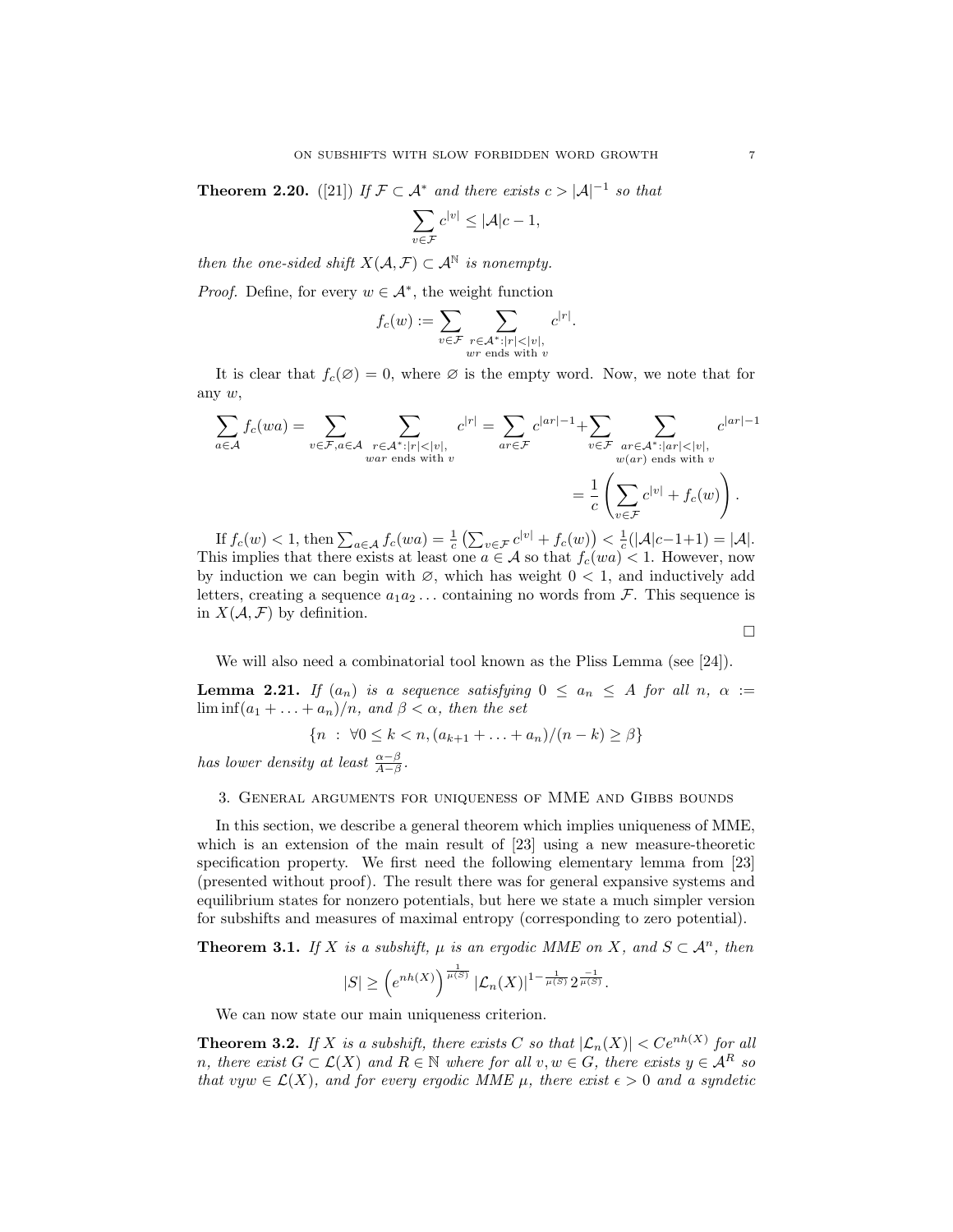**Theorem 2.20.** ([21]) *If $\mathcal{F} \subset \mathcal{A}^*$ and there exists $c > |\mathcal{A}|^{-1}$ so that*

$$\sum_{v \in \mathcal{F}} c^{|v|} \leq |\mathcal{A}|c - 1,$$

*then the one-sided shift $X(\mathcal{A}, \mathcal{F}) \subset \mathcal{A}^{\mathbb{N}}$ is nonempty.*

*Proof.* Define, for every $w \in \mathcal{A}^*$, the weight function

$$f_c(w) := \sum_{v \in \mathcal{F}} \sum_{\substack{r \in \mathcal{A}^* : |r| < |v|, \\ wr \text{ ends with } v}} c^{|r|}.$$

It is clear that $f_c(\varnothing) = 0$, where $\varnothing$ is the empty word. Now, we note that for any $w$,

$$\sum_{a \in \mathcal{A}} f_c(wa) = \sum_{v \in \mathcal{F}, a \in \mathcal{A}} \sum_{\substack{r \in \mathcal{A}^* : |r| < |v|, \\ war \text{ ends with } v}} c^{|r|} = \sum_{ar \in \mathcal{F}} c^{|ar|-1} + \sum_{v \in \mathcal{F}} \sum_{\substack{ar \in \mathcal{A}^* : |ar| < |v|, \\ w(ar) \text{ ends with } v}} c^{|ar|-1}$$

$$= \frac{1}{c} \left( \sum_{v \in \mathcal{F}} c^{|v|} + f_c(w) \right).$$

If $f_c(w) < 1$, then $\sum_{a \in \mathcal{A}} f_c(wa) = \frac{1}{c} \left( \sum_{v \in \mathcal{F}} c^{|v|} + f_c(w) \right) < \frac{1}{c}(|\mathcal{A}|c - 1 + 1) = |\mathcal{A}|$. This implies that there exists at least one $a \in \mathcal{A}$ so that $f_c(wa) < 1$. However, now by induction we can begin with $\varnothing$, which has weight $0 < 1$, and inductively add letters, creating a sequence $a_1 a_2 \ldots$ containing no words from $\mathcal{F}$. This sequence is in $X(\mathcal{A}, \mathcal{F})$ by definition.

$\square$

We will also need a combinatorial tool known as the Pliss Lemma (see [24]).

**Lemma 2.21.** *If $(a_n)$ is a sequence satisfying $0 \leq a_n \leq A$ for all $n$, $\alpha := \liminf (a_1 + \ldots + a_n)/n$, and $\beta < \alpha$, then the set*

$$\{n \ : \ \forall 0 \leq k < n, (a_{k+1} + \ldots + a_n)/(n-k) \geq \beta\}$$

*has lower density at least $\frac{\alpha - \beta}{A - \beta}$.*

## 3. General arguments for uniqueness of MME and Gibbs bounds

In this section, we describe a general theorem which implies uniqueness of MME, which is an extension of the main result of [23] using a new measure-theoretic specification property. We first need the following elementary lemma from [23] (presented without proof). The result there was for general expansive systems and equilibrium states for nonzero potentials, but here we state a much simpler version for subshifts and measures of maximal entropy (corresponding to zero potential).

**Theorem 3.1.** *If $X$ is a subshift, $\mu$ is an ergodic MME on $X$, and $S \subset \mathcal{A}^n$, then*

$$|S| \geq \left(e^{nh(X)}\right)^{\frac{1}{\mu(S)}} |\mathcal{L}_n(X)|^{1 - \frac{1}{\mu(S)}} 2^{\frac{-1}{\mu(S)}}.$$

We can now state our main uniqueness criterion.

**Theorem 3.2.** *If $X$ is a subshift, there exists $C$ so that $|\mathcal{L}_n(X)| < Ce^{nh(X)}$ for all $n$, there exist $G \subset \mathcal{L}(X)$ and $R \in \mathbb{N}$ where for all $v, w \in G$, there exists $y \in \mathcal{A}^R$ so that $vyw \in \mathcal{L}(X)$, and for every ergodic MME $\mu$, there exist $\epsilon > 0$ and a syndetic*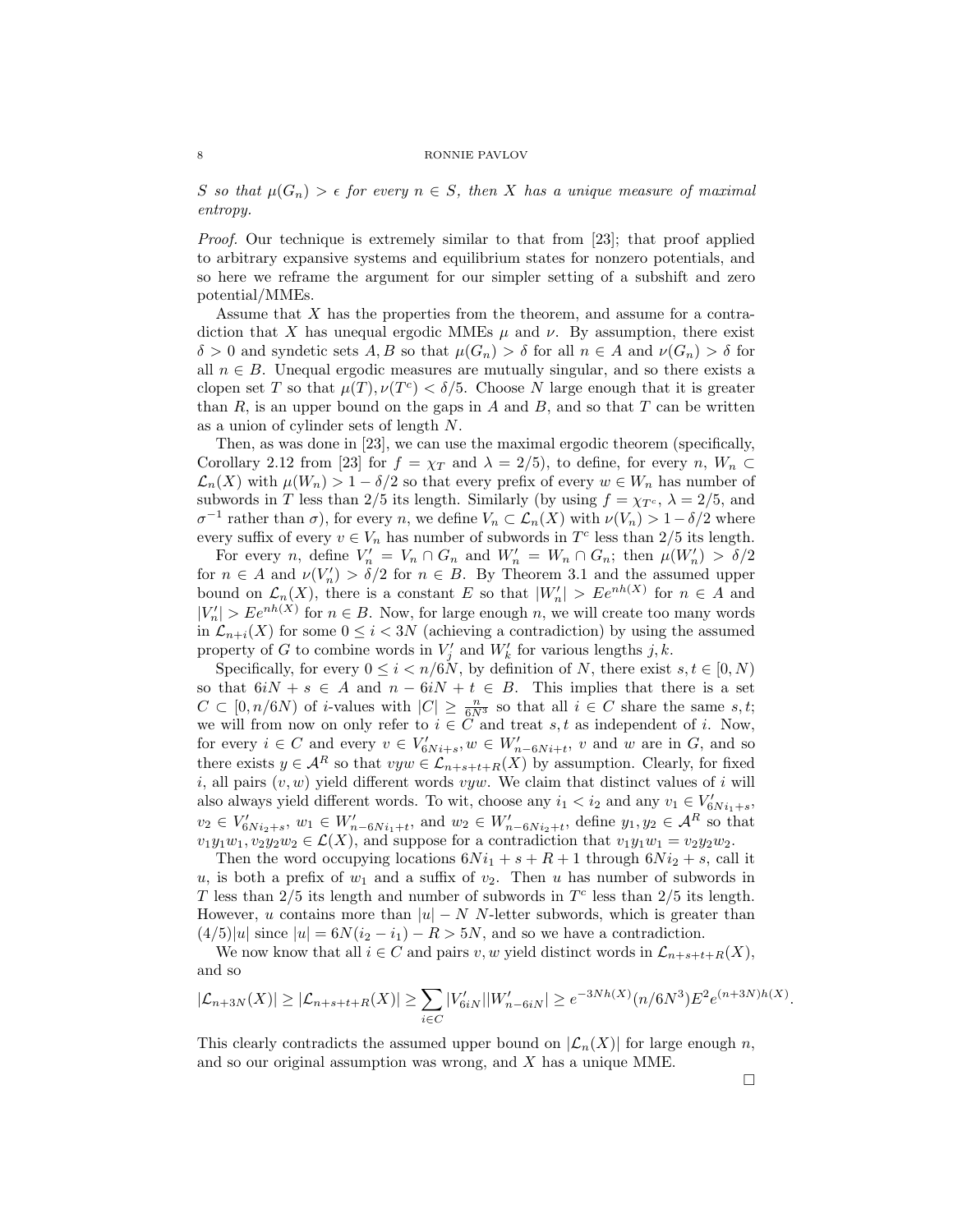*$S$ so that $\mu(G_n) > \epsilon$ for every $n \in S$, then $X$ has a unique measure of maximal entropy.*

*Proof.* Our technique is extremely similar to that from [23]; that proof applied to arbitrary expansive systems and equilibrium states for nonzero potentials, and so here we reframe the argument for our simpler setting of a subshift and zero potential/MMEs.

Assume that $X$ has the properties from the theorem, and assume for a contradiction that $X$ has unequal ergodic MMEs $\mu$ and $\nu$. By assumption, there exist $\delta > 0$ and syndetic sets $A, B$ so that $\mu(G_n) > \delta$ for all $n \in A$ and $\nu(G_n) > \delta$ for all $n \in B$. Unequal ergodic measures are mutually singular, and so there exists a clopen set $T$ so that $\mu(T), \nu(T^c) < \delta/5$. Choose $N$ large enough that it is greater than $R$, is an upper bound on the gaps in $A$ and $B$, and so that $T$ can be written as a union of cylinder sets of length $N$.

Then, as was done in [23], we can use the maximal ergodic theorem (specifically, Corollary 2.12 from [23] for $f = \chi_T$ and $\lambda = 2/5$), to define, for every $n$, $W_n \subset \mathcal{L}_n(X)$ with $\mu(W_n) > 1 - \delta/2$ so that every prefix of every $w \in W_n$ has number of subwords in $T$ less than $2/5$ its length. Similarly (by using $f = \chi_{T^c}$, $\lambda = 2/5$, and $\sigma^{-1}$ rather than $\sigma$), for every $n$, we define $V_n \subset \mathcal{L}_n(X)$ with $\nu(V_n) > 1 - \delta/2$ where every suffix of every $v \in V_n$ has number of subwords in $T^c$ less than $2/5$ its length.

For every $n$, define $V'_n = V_n \cap G_n$ and $W'_n = W_n \cap G_n$; then $\mu(W'_n) > \delta/2$ for $n \in A$ and $\nu(V'_n) > \delta/2$ for $n \in B$. By Theorem 3.1 and the assumed upper bound on $\mathcal{L}_n(X)$, there is a constant $E$ so that $|W'_n| > Ee^{nh(X)}$ for $n \in A$ and $|V'_n| > Ee^{nh(X)}$ for $n \in B$. Now, for large enough $n$, we will create too many words in $\mathcal{L}_{n+i}(X)$ for some $0 \leq i < 3N$ (achieving a contradiction) by using the assumed property of $G$ to combine words in $V'_j$ and $W'_k$ for various lengths $j, k$.

Specifically, for every $0 \leq i < n/6N$, by definition of $N$, there exist $s, t \in [0, N)$ so that $6iN + s \in A$ and $n - 6iN + t \in B$. This implies that there is a set $C \subset [0, n/6N)$ of $i$-values with $|C| \geq \frac{n}{6N^3}$ so that all $i \in C$ share the same $s, t$; we will from now on only refer to $i \in C$ and treat $s, t$ as independent of $i$. Now, for every $i \in C$ and every $v \in V'_{6Ni+s}, w \in W'_{n-6Ni+t}$, $v$ and $w$ are in $G$, and so there exists $y \in \mathcal{A}^R$ so that $vyw \in \mathcal{L}_{n+s+t+R}(X)$ by assumption. Clearly, for fixed $i$, all pairs $(v, w)$ yield different words $vyw$. We claim that distinct values of $i$ will also always yield different words. To wit, choose any $i_1 < i_2$ and any $v_1 \in V'_{6Ni_1+s}$, $v_2 \in V'_{6Ni_2+s}$, $w_1 \in W'_{n-6Ni_1+t}$, and $w_2 \in W'_{n-6Ni_2+t}$, define $y_1, y_2 \in \mathcal{A}^R$ so that $v_1y_1w_1, v_2y_2w_2 \in \mathcal{L}(X)$, and suppose for a contradiction that $v_1y_1w_1 = v_2y_2w_2$.

Then the word occupying locations $6Ni_1 + s + R + 1$ through $6Ni_2 + s$, call it $u$, is both a prefix of $w_1$ and a suffix of $v_2$. Then $u$ has number of subwords in $T$ less than $2/5$ its length and number of subwords in $T^c$ less than $2/5$ its length. However, $u$ contains more than $|u| - N$ $N$-letter subwords, which is greater than $(4/5)|u|$ since $|u| = 6N(i_2 - i_1) - R > 5N$, and so we have a contradiction.

We now know that all $i \in C$ and pairs $v, w$ yield distinct words in $\mathcal{L}_{n+s+t+R}(X)$, and so

$$|\mathcal{L}_{n+3N}(X)| \geq |\mathcal{L}_{n+s+t+R}(X)| \geq \sum_{i \in C} |V'_{6iN}||W'_{n-6iN}| \geq e^{-3Nh(X)}(n/6N^3)E^2e^{(n+3N)h(X)}.$$

This clearly contradicts the assumed upper bound on $|\mathcal{L}_n(X)|$ for large enough $n$, and so our original assumption was wrong, and $X$ has a unique MME.

□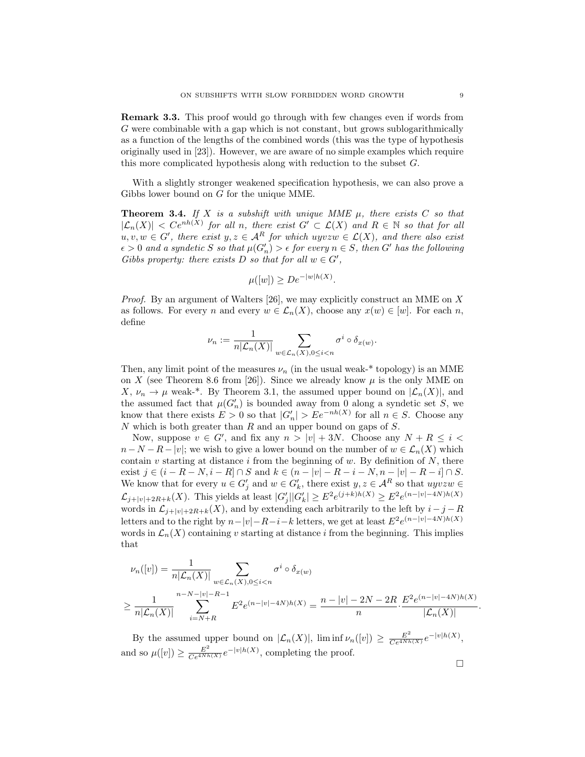**Remark 3.3.** This proof would go through with few changes even if words from $G$ were combinable with a gap which is not constant, but grows sublogarithmically as a function of the lengths of the combined words (this was the type of hypothesis originally used in [23]). However, we are aware of no simple examples which require this more complicated hypothesis along with reduction to the subset $G$.

With a slightly stronger weakened specification hypothesis, we can also prove a Gibbs lower bound on $G$ for the unique MME.

**Theorem 3.4.** *If $X$ is a subshift with unique MME $\mu$, there exists $C$ so that $|\mathcal{L}_n(X)| < Ce^{nh(X)}$ for all $n$, there exist $G' \subset \mathcal{L}(X)$ and $R \in \mathbb{N}$ so that for all $u, v, w \in G'$, there exist $y, z \in \mathcal{A}^R$ for which $uyvzw \in \mathcal{L}(X)$, and there also exist $\epsilon > 0$ and a syndetic $S$ so that $\mu(G'_n) > \epsilon$ for every $n \in S$, then $G'$ has the following Gibbs property: there exists $D$ so that for all $w \in G'$,*

$$\mu([w]) \geq De^{-|w|h(X)}.$$

*Proof.* By an argument of Walters [26], we may explicitly construct an MME on $X$ as follows. For every $n$ and every $w \in \mathcal{L}_n(X)$, choose any $x(w) \in [w]$. For each $n$, define

$$\nu_n := \frac{1}{n|\mathcal{L}_n(X)|} \sum_{w \in \mathcal{L}_n(X), 0 \leq i < n} \sigma^i \circ \delta_{x(w)}.$$

Then, any limit point of the measures $\nu_n$ (in the usual weak-* topology) is an MME on $X$ (see Theorem 8.6 from [26]). Since we already know $\mu$ is the only MME on $X$, $\nu_n \to \mu$ weak-*. By Theorem 3.1, the assumed upper bound on $|\mathcal{L}_n(X)|$, and the assumed fact that $\mu(G'_n)$ is bounded away from 0 along a syndetic set $S$, we know that there exists $E > 0$ so that $|G'_n| > Ee^{-nh(X)}$ for all $n \in S$. Choose any $N$ which is both greater than $R$ and an upper bound on gaps of $S$.

Now, suppose $v \in G'$, and fix any $n > |v| + 3N$. Choose any $N + R \leq i < n - N - R - |v|$; we wish to give a lower bound on the number of $w \in \mathcal{L}_n(X)$ which contain $v$ starting at distance $i$ from the beginning of $w$. By definition of $N$, there exist $j \in (i - R - N, i - R] \cap S$ and $k \in (n - |v| - R - i - N, n - |v| - R - i] \cap S$. We know that for every $u \in G'_j$ and $w \in G'_k$, there exist $y, z \in \mathcal{A}^R$ so that $uyvzw \in \mathcal{L}_{j+|v|+2R+k}(X)$. This yields at least $|G'_j||G'_k| \geq E^2 e^{(j+k)h(X)} \geq E^2 e^{(n-|v|-4N)h(X)}$ words in $\mathcal{L}_{j+|v|+2R+k}(X)$, and by extending each arbitrarily to the left by $i - j - R$ letters and to the right by $n - |v| - R - i - k$ letters, we get at least $E^2 e^{(n-|v|-4N)h(X)}$ words in $\mathcal{L}_n(X)$ containing $v$ starting at distance $i$ from the beginning. This implies that

$$\nu_n([v]) = \frac{1}{n|\mathcal{L}_n(X)|} \sum_{w \in \mathcal{L}_n(X), 0 \leq i < n} \sigma^i \circ \delta_{x(w)}$$

$$\geq \frac{1}{n|\mathcal{L}_n(X)|} \sum_{i=N+R}^{n-N-|v|-R-1} E^2 e^{(n-|v|-4N)h(X)} = \frac{n - |v| - 2N - 2R}{n} \cdot \frac{E^2 e^{(n-|v|-4N)h(X)}}{|\mathcal{L}_n(X)|}.$$

By the assumed upper bound on $|\mathcal{L}_n(X)|$, $\liminf \nu_n([v]) \geq \frac{E^2}{Ce^{4Nh(X)}} e^{-|v|h(X)}$, and so $\mu([v]) \geq \frac{E^2}{Ce^{4Nh(X)}} e^{-|v|h(X)}$, completing the proof. $\square$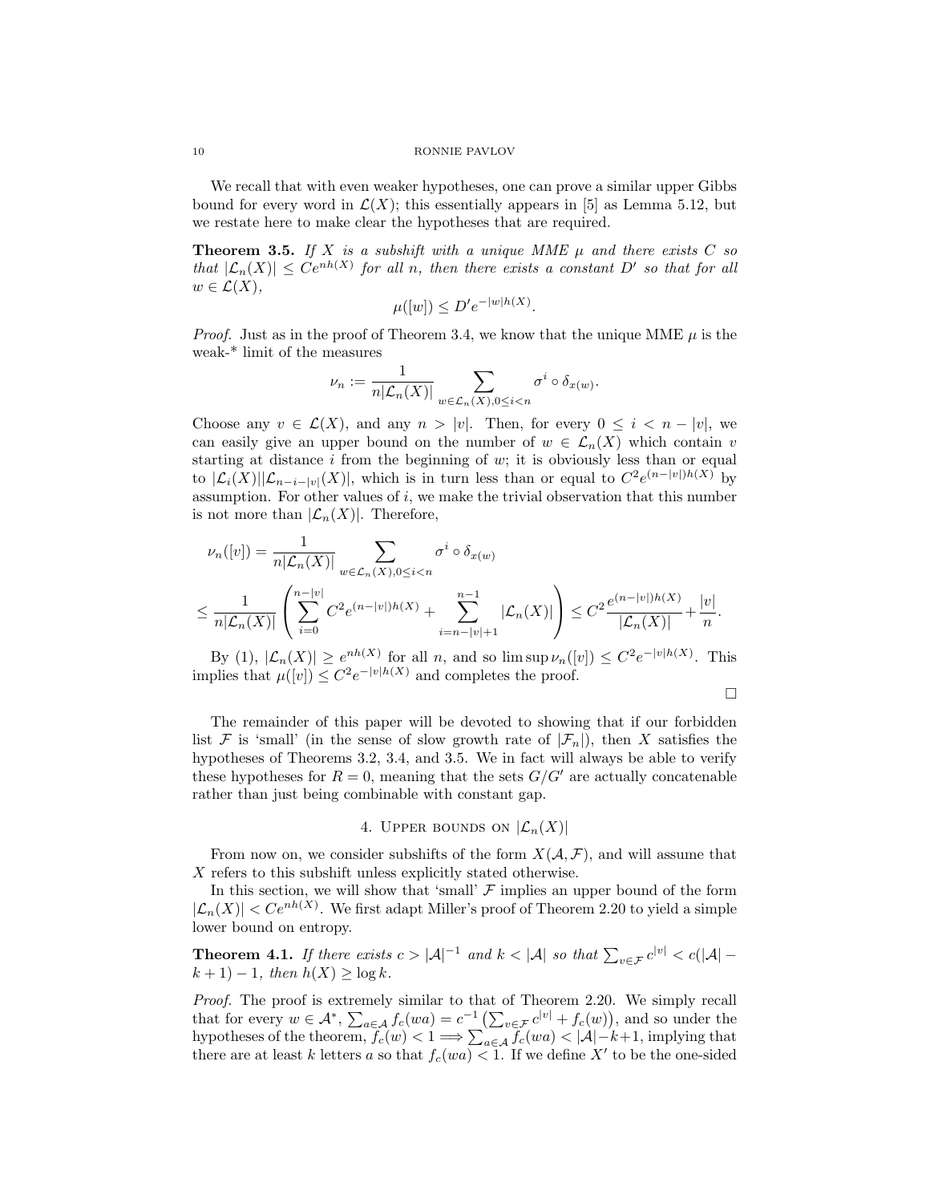We recall that with even weaker hypotheses, one can prove a similar upper Gibbs bound for every word in $\mathcal{L}(X)$; this essentially appears in [5] as Lemma 5.12, but we restate here to make clear the hypotheses that are required.

**Theorem 3.5.** *If $X$ is a subshift with a unique MME $\mu$ and there exists $C$ so that $|\mathcal{L}_n(X)| \leq Ce^{nh(X)}$ for all $n$, then there exists a constant $D'$ so that for all $w \in \mathcal{L}(X)$,*

$$\mu([w]) \leq D' e^{-|w|h(X)}.$$

*Proof.* Just as in the proof of Theorem 3.4, we know that the unique MME $\mu$ is the weak-* limit of the measures

$$\nu_n := \frac{1}{n|\mathcal{L}_n(X)|} \sum_{w \in \mathcal{L}_n(X), 0 \leq i < n} \sigma^i \circ \delta_{x(w)}.$$

Choose any $v \in \mathcal{L}(X)$, and any $n > |v|$. Then, for every $0 \leq i < n - |v|$, we can easily give an upper bound on the number of $w \in \mathcal{L}_n(X)$ which contain $v$ starting at distance $i$ from the beginning of $w$; it is obviously less than or equal to $|\mathcal{L}_i(X)||\mathcal{L}_{n-i-|v|}(X)|$, which is in turn less than or equal to $C^2 e^{(n-|v|)h(X)}$ by assumption. For other values of $i$, we make the trivial observation that this number is not more than $|\mathcal{L}_n(X)|$. Therefore,

$$\nu_n([v]) = \frac{1}{n|\mathcal{L}_n(X)|} \sum_{w \in \mathcal{L}_n(X), 0 \leq i < n} \sigma^i \circ \delta_{x(w)}$$

$$\leq \frac{1}{n|\mathcal{L}_n(X)|} \left( \sum_{i=0}^{n-|v|} C^2 e^{(n-|v|)h(X)} + \sum_{i=n-|v|+1}^{n-1} |\mathcal{L}_n(X)| \right) \leq C^2 \frac{e^{(n-|v|)h(X)}}{|\mathcal{L}_n(X)|} + \frac{|v|}{n}.$$

By (1), $|\mathcal{L}_n(X)| \geq e^{nh(X)}$ for all $n$, and so $\limsup \nu_n([v]) \leq C^2 e^{-|v|h(X)}$. This implies that $\mu([v]) \leq C^2 e^{-|v|h(X)}$ and completes the proof.

$\square$

The remainder of this paper will be devoted to showing that if our forbidden list $\mathcal{F}$ is 'small' (in the sense of slow growth rate of $|\mathcal{F}_n|$), then $X$ satisfies the hypotheses of Theorems 3.2, 3.4, and 3.5. We in fact will always be able to verify these hypotheses for $R = 0$, meaning that the sets $G/G'$ are actually concatenable rather than just being combinable with constant gap.

## 4. Upper bounds on $|\mathcal{L}_n(X)|$

From now on, we consider subshifts of the form $X(\mathcal{A}, \mathcal{F})$, and will assume that $X$ refers to this subshift unless explicitly stated otherwise.

In this section, we will show that 'small' $\mathcal{F}$ implies an upper bound of the form $|\mathcal{L}_n(X)| < Ce^{nh(X)}$. We first adapt Miller's proof of Theorem 2.20 to yield a simple lower bound on entropy.

**Theorem 4.1.** *If there exists $c > |\mathcal{A}|^{-1}$ and $k < |\mathcal{A}|$ so that $\sum_{v \in \mathcal{F}} c^{|v|} < c(|\mathcal{A}| - k + 1) - 1$, then $h(X) \geq \log k$.*

*Proof.* The proof is extremely similar to that of Theorem 2.20. We simply recall that for every $w \in \mathcal{A}^*$, $\sum_{a \in \mathcal{A}} f_c(wa) = c^{-1} \left( \sum_{v \in \mathcal{F}} c^{|v|} + f_c(w) \right)$, and so under the hypotheses of the theorem, $f_c(w) < 1 \Longrightarrow \sum_{a \in \mathcal{A}} f_c(wa) < |\mathcal{A}| - k + 1$, implying that there are at least $k$ letters $a$ so that $f_c(wa) < 1$. If we define $X'$ to be the one-sided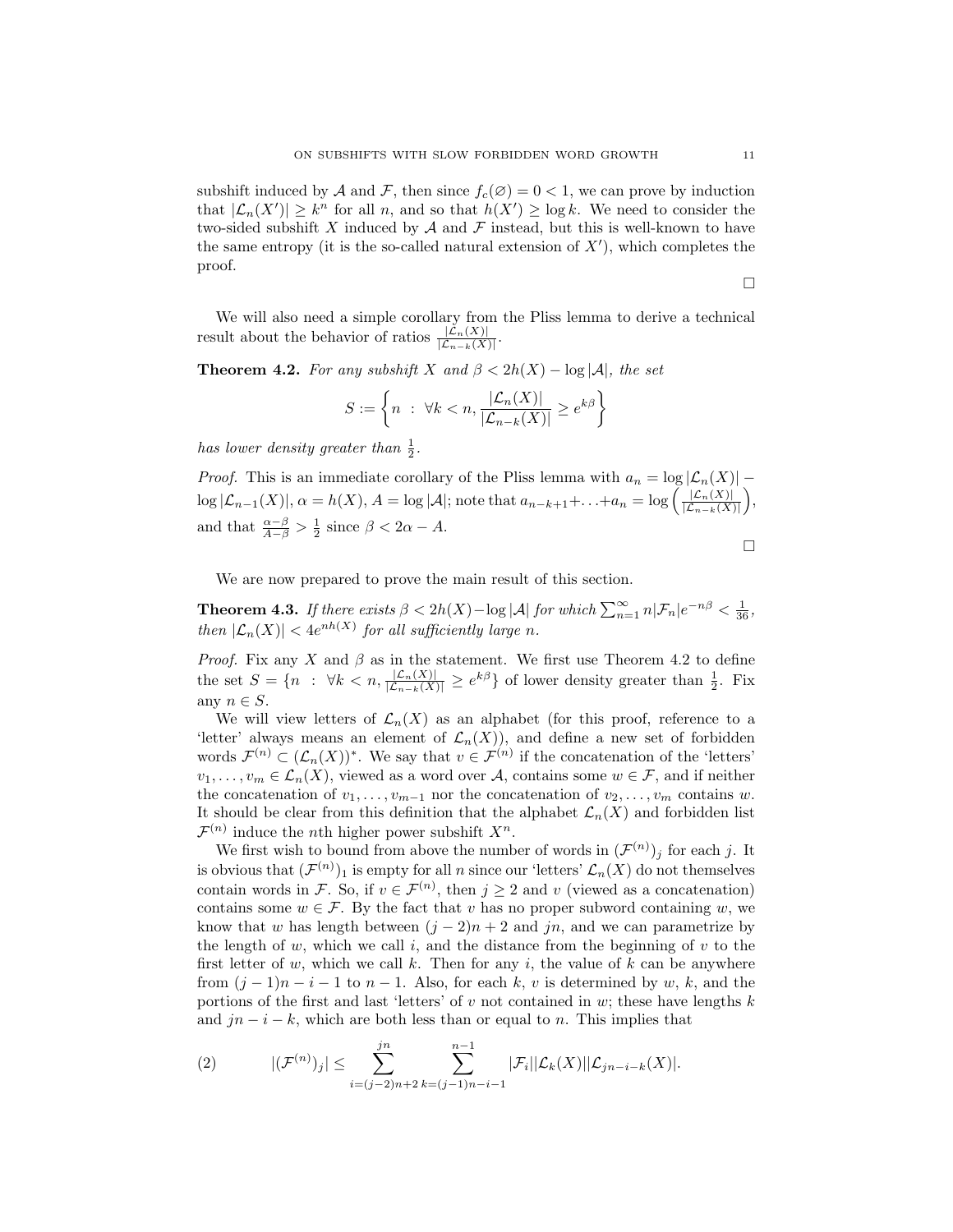subshift induced by $\mathcal{A}$ and $\mathcal{F}$, then since $f_c(\varnothing) = 0 < 1$, we can prove by induction that $|\mathcal{L}_n(X')| \geq k^n$ for all $n$, and so that $h(X') \geq \log k$. We need to consider the two-sided subshift $X$ induced by $\mathcal{A}$ and $\mathcal{F}$ instead, but this is well-known to have the same entropy (it is the so-called natural extension of $X'$), which completes the proof.

□

We will also need a simple corollary from the Pliss lemma to derive a technical result about the behavior of ratios $\frac{|\mathcal{L}_n(X)|}{|\mathcal{L}_{n-k}(X)|}$.

**Theorem 4.2.** *For any subshift $X$ and $\beta < 2h(X) - \log |\mathcal{A}|$, the set*

$$S := \left\{ n \;:\; \forall k < n, \frac{|\mathcal{L}_n(X)|}{|\mathcal{L}_{n-k}(X)|} \geq e^{k\beta} \right\}$$

*has lower density greater than $\frac{1}{2}$.*

*Proof.* This is an immediate corollary of the Pliss lemma with $a_n = \log |\mathcal{L}_n(X)| - \log |\mathcal{L}_{n-1}(X)|$, $\alpha = h(X)$, $A = \log |\mathcal{A}|$; note that $a_{n-k+1} + \ldots + a_n = \log \left( \frac{|\mathcal{L}_n(X)|}{|\mathcal{L}_{n-k}(X)|} \right)$, and that $\frac{\alpha - \beta}{A - \beta} > \frac{1}{2}$ since $\beta < 2\alpha - A$.

□

We are now prepared to prove the main result of this section.

**Theorem 4.3.** *If there exists $\beta < 2h(X) - \log |\mathcal{A}|$ for which $\sum_{n=1}^{\infty} n|\mathcal{F}_n|e^{-n\beta} < \frac{1}{36}$, then $|\mathcal{L}_n(X)| < 4e^{nh(X)}$ for all sufficiently large $n$.*

*Proof.* Fix any $X$ and $\beta$ as in the statement. We first use Theorem 4.2 to define the set $S = \{n \;:\; \forall k < n, \frac{|\mathcal{L}_n(X)|}{|\mathcal{L}_{n-k}(X)|} \geq e^{k\beta}\}$ of lower density greater than $\frac{1}{2}$. Fix any $n \in S$.

We will view letters of $\mathcal{L}_n(X)$ as an alphabet (for this proof, reference to a 'letter' always means an element of $\mathcal{L}_n(X)$), and define a new set of forbidden words $\mathcal{F}^{(n)} \subset (\mathcal{L}_n(X))^*$. We say that $v \in \mathcal{F}^{(n)}$ if the concatenation of the 'letters' $v_1, \ldots, v_m \in \mathcal{L}_n(X)$, viewed as a word over $\mathcal{A}$, contains some $w \in \mathcal{F}$, and if neither the concatenation of $v_1, \ldots, v_{m-1}$ nor the concatenation of $v_2, \ldots, v_m$ contains $w$. It should be clear from this definition that the alphabet $\mathcal{L}_n(X)$ and forbidden list $\mathcal{F}^{(n)}$ induce the $n$th higher power subshift $X^n$.

We first wish to bound from above the number of words in $(\mathcal{F}^{(n)})_j$ for each $j$. It is obvious that $(\mathcal{F}^{(n)})_1$ is empty for all $n$ since our 'letters' $\mathcal{L}_n(X)$ do not themselves contain words in $\mathcal{F}$. So, if $v \in \mathcal{F}^{(n)}$, then $j \geq 2$ and $v$ (viewed as a concatenation) contains some $w \in \mathcal{F}$. By the fact that $v$ has no proper subword containing $w$, we know that $w$ has length between $(j-2)n + 2$ and $jn$, and we can parametrize by the length of $w$, which we call $i$, and the distance from the beginning of $v$ to the first letter of $w$, which we call $k$. Then for any $i$, the value of $k$ can be anywhere from $(j-1)n - i - 1$ to $n - 1$. Also, for each $k$, $v$ is determined by $w$, $k$, and the portions of the first and last 'letters' of $v$ not contained in $w$; these have lengths $k$ and $jn - i - k$, which are both less than or equal to $n$. This implies that

$$|(\mathcal{F}^{(n)})_j| \leq \sum_{i=(j-2)n+2}^{jn} \sum_{k=(j-1)n-i-1}^{n-1} |\mathcal{F}_i||\mathcal{L}_k(X)||\mathcal{L}_{jn-i-k}(X)|. \tag{2}$$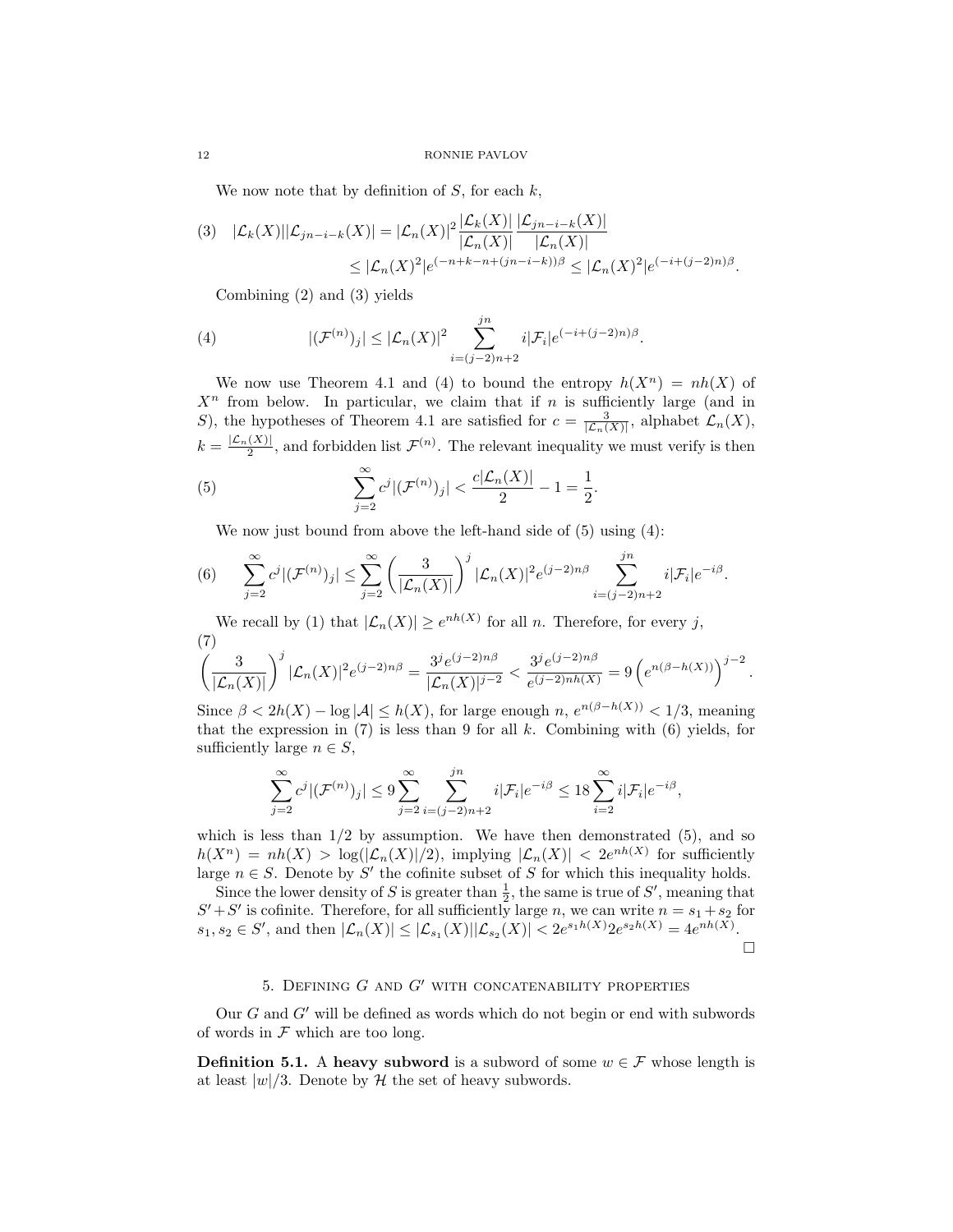We now note that by definition of $S$, for each $k$,

$$
(3)\quad |\mathcal{L}_k(X)||\mathcal{L}_{jn-i-k}(X)| = |\mathcal{L}_n(X)|^2 \frac{|\mathcal{L}_k(X)|}{|\mathcal{L}_n(X)|} \frac{|\mathcal{L}_{jn-i-k}(X)|}{|\mathcal{L}_n(X)|}
$$
$$
\leq |\mathcal{L}_n(X)^2| e^{(-n+k-n+(jn-i-k))\beta} \leq |\mathcal{L}_n(X)^2| e^{(-i+(j-2)n)\beta}.
$$

Combining (2) and (3) yields

$$
(4)\qquad |(\mathcal{F}^{(n)})_j| \leq |\mathcal{L}_n(X)|^2 \sum_{i=(j-2)n+2}^{jn} i|\mathcal{F}_i| e^{(-i+(j-2)n)\beta}.
$$

We now use Theorem 4.1 and (4) to bound the entropy $h(X^n) = nh(X)$ of $X^n$ from below. In particular, we claim that if $n$ is sufficiently large (and in $S$), the hypotheses of Theorem 4.1 are satisfied for $c = \frac{3}{|\mathcal{L}_n(X)|}$, alphabet $\mathcal{L}_n(X)$, $k = \frac{|\mathcal{L}_n(X)|}{2}$, and forbidden list $\mathcal{F}^{(n)}$. The relevant inequality we must verify is then

$$
(5)\qquad \sum_{j=2}^{\infty} c^j |(\mathcal{F}^{(n)})_j| < \frac{c|\mathcal{L}_n(X)|}{2} - 1 = \frac{1}{2}.
$$

We now just bound from above the left-hand side of (5) using (4):

$$
(6)\quad \sum_{j=2}^{\infty} c^j |(\mathcal{F}^{(n)})_j| \leq \sum_{j=2}^{\infty} \left(\frac{3}{|\mathcal{L}_n(X)|}\right)^j |\mathcal{L}_n(X)|^2 e^{(j-2)n\beta} \sum_{i=(j-2)n+2}^{jn} i|\mathcal{F}_i| e^{-i\beta}.
$$

We recall by (1) that $|\mathcal{L}_n(X)| \geq e^{nh(X)}$ for all $n$. Therefore, for every $j$,

$$
(7)\quad \left(\frac{3}{|\mathcal{L}_n(X)|}\right)^j |\mathcal{L}_n(X)|^2 e^{(j-2)n\beta} = \frac{3^j e^{(j-2)n\beta}}{|\mathcal{L}_n(X)|^{j-2}} < \frac{3^j e^{(j-2)n\beta}}{e^{(j-2)nh(X)}} = 9\left(e^{n(\beta - h(X))}\right)^{j-2}.
$$

Since $\beta < 2h(X) - \log|\mathcal{A}| \leq h(X)$, for large enough $n$, $e^{n(\beta - h(X))} < 1/3$, meaning that the expression in (7) is less than 9 for all $k$. Combining with (6) yields, for sufficiently large $n \in S$,

$$
\sum_{j=2}^{\infty} c^j |(\mathcal{F}^{(n)})_j| \leq 9 \sum_{j=2}^{\infty} \sum_{i=(j-2)n+2}^{jn} i|\mathcal{F}_i| e^{-i\beta} \leq 18 \sum_{i=2}^{\infty} i|\mathcal{F}_i| e^{-i\beta},
$$

which is less than $1/2$ by assumption. We have then demonstrated (5), and so $h(X^n) = nh(X) > \log(|\mathcal{L}_n(X)|/2)$, implying $|\mathcal{L}_n(X)| < 2e^{nh(X)}$ for sufficiently large $n \in S$. Denote by $S'$ the cofinite subset of $S$ for which this inequality holds.

Since the lower density of $S$ is greater than $\frac{1}{2}$, the same is true of $S'$, meaning that $S' + S'$ is cofinite. Therefore, for all sufficiently large $n$, we can write $n = s_1 + s_2$ for $s_1, s_2 \in S'$, and then $|\mathcal{L}_n(X)| \leq |\mathcal{L}_{s_1}(X)||\mathcal{L}_{s_2}(X)| < 2e^{s_1 h(X)} 2e^{s_2 h(X)} = 4e^{nh(X)}$. □

## 5. Defining $G$ and $G'$ with concatenability properties

Our $G$ and $G'$ will be defined as words which do not begin or end with subwords of words in $\mathcal{F}$ which are too long.

**Definition 5.1.** A **heavy subword** is a subword of some $w \in \mathcal{F}$ whose length is at least $|w|/3$. Denote by $\mathcal{H}$ the set of heavy subwords.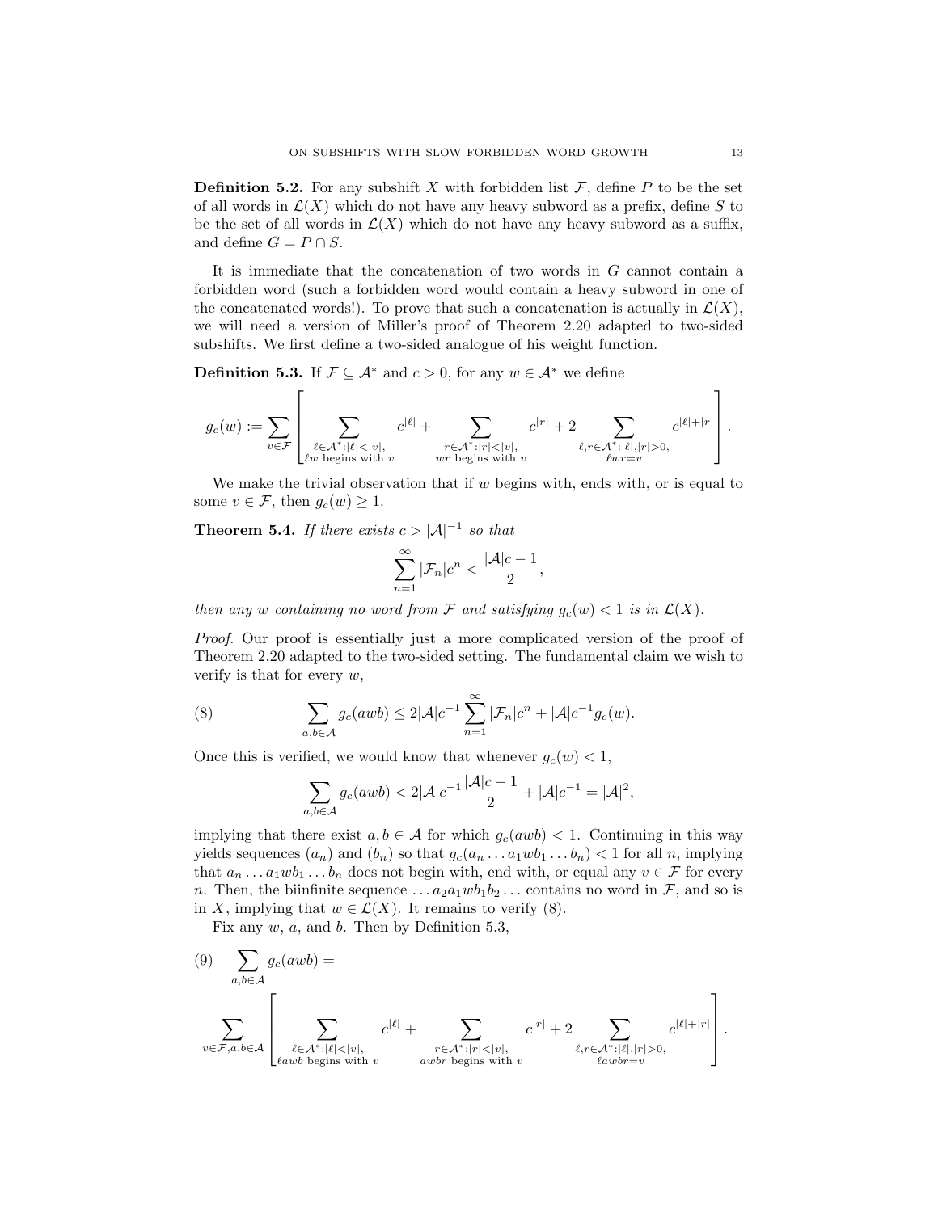**Definition 5.2.** For any subshift $X$ with forbidden list $\mathcal{F}$, define $P$ to be the set of all words in $\mathcal{L}(X)$ which do not have any heavy subword as a prefix, define $S$ to be the set of all words in $\mathcal{L}(X)$ which do not have any heavy subword as a suffix, and define $G = P \cap S$.

It is immediate that the concatenation of two words in $G$ cannot contain a forbidden word (such a forbidden word would contain a heavy subword in one of the concatenated words!). To prove that such a concatenation is actually in $\mathcal{L}(X)$, we will need a version of Miller's proof of Theorem 2.20 adapted to two-sided subshifts. We first define a two-sided analogue of his weight function.

**Definition 5.3.** If $\mathcal{F} \subseteq \mathcal{A}^*$ and $c > 0$, for any $w \in \mathcal{A}^*$ we define

$$g_c(w) := \sum_{v \in \mathcal{F}} \left[ \sum_{\substack{\ell \in \mathcal{A}^* : |\ell| < |v|, \\ \ell w \text{ begins with } v}} c^{|\ell|} + \sum_{\substack{r \in \mathcal{A}^* : |r| < |v|, \\ wr \text{ begins with } v}} c^{|r|} + 2 \sum_{\substack{\ell, r \in \mathcal{A}^* : |\ell|, |r| > 0, \\ \ell w r = v}} c^{|\ell| + |r|} \right].$$

We make the trivial observation that if $w$ begins with, ends with, or is equal to some $v \in \mathcal{F}$, then $g_c(w) \geq 1$.

**Theorem 5.4.** *If there exists $c > |\mathcal{A}|^{-1}$ so that*

$$\sum_{n=1}^{\infty} |\mathcal{F}_n| c^n < \frac{|\mathcal{A}|c - 1}{2},$$

*then any $w$ containing no word from $\mathcal{F}$ and satisfying $g_c(w) < 1$ is in $\mathcal{L}(X)$.*

*Proof.* Our proof is essentially just a more complicated version of the proof of Theorem 2.20 adapted to the two-sided setting. The fundamental claim we wish to verify is that for every $w$,

$$\sum_{a,b \in \mathcal{A}} g_c(awb) \leq 2|\mathcal{A}|c^{-1} \sum_{n=1}^{\infty} |\mathcal{F}_n| c^n + |\mathcal{A}|c^{-1} g_c(w). \tag{8}$$

Once this is verified, we would know that whenever $g_c(w) < 1$,

$$\sum_{a,b \in \mathcal{A}} g_c(awb) < 2|\mathcal{A}|c^{-1} \frac{|\mathcal{A}|c - 1}{2} + |\mathcal{A}|c^{-1} = |\mathcal{A}|^2,$$

implying that there exist $a, b \in \mathcal{A}$ for which $g_c(awb) < 1$. Continuing in this way yields sequences $(a_n)$ and $(b_n)$ so that $g_c(a_n \ldots a_1 w b_1 \ldots b_n) < 1$ for all $n$, implying that $a_n \ldots a_1 w b_1 \ldots b_n$ does not begin with, end with, or equal any $v \in \mathcal{F}$ for every $n$. Then, the biinfinite sequence $\ldots a_2 a_1 w b_1 b_2 \ldots$ contains no word in $\mathcal{F}$, and so is in $X$, implying that $w \in \mathcal{L}(X)$. It remains to verify (8).

Fix any $w$, $a$, and $b$. Then by Definition 5.3,

$$\sum_{a,b \in \mathcal{A}} g_c(awb) = \tag{9}$$

$$\sum_{v \in \mathcal{F}, a,b \in \mathcal{A}} \left[ \sum_{\substack{\ell \in \mathcal{A}^* : |\ell| < |v|, \\ \ell awb \text{ begins with } v}} c^{|\ell|} + \sum_{\substack{r \in \mathcal{A}^* : |r| < |v|, \\ awbr \text{ begins with } v}} c^{|r|} + 2 \sum_{\substack{\ell, r \in \mathcal{A}^* : |\ell|, |r| > 0, \\ \ell awbr = v}} c^{|\ell| + |r|} \right].$$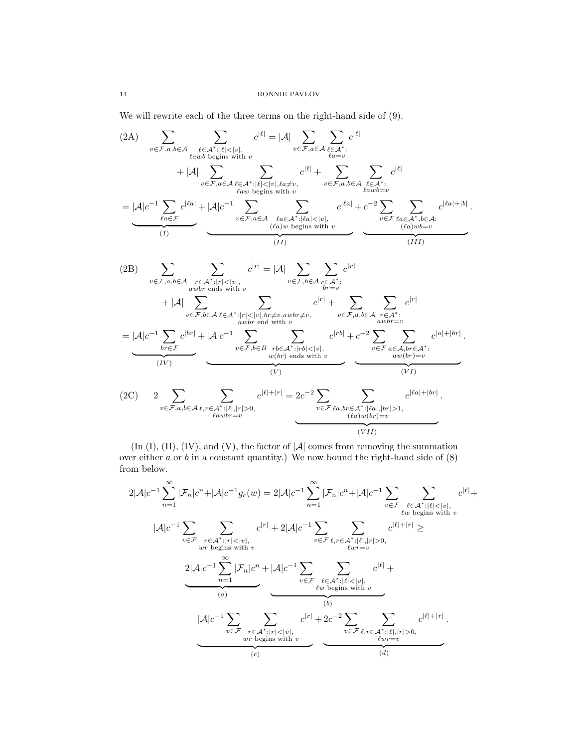We will rewrite each of the three terms on the right-hand side of (9).

$$\text{(2A)} \quad \sum_{v\in\mathcal{F},a,b\in\mathcal{A}} \sum_{\substack{\ell\in\mathcal{A}^*:|\ell|<|v|,\\ \ell awb \text{ begins with } v}} c^{|\ell|} = |\mathcal{A}| \sum_{v\in\mathcal{F},a\in\mathcal{A}} \sum_{\substack{\ell\in\mathcal{A}^*:\\ \ell a=v}} c^{|\ell|}$$

$$+ |\mathcal{A}| \sum_{v\in\mathcal{F},a\in\mathcal{A}} \sum_{\substack{\ell\in\mathcal{A}^*:|\ell|<|v|,\ell a\neq v,\\ \ell aw \text{ begins with } v}} c^{|\ell|} + \sum_{v\in\mathcal{F},a,b\in\mathcal{A}} \sum_{\substack{\ell\in\mathcal{A}^*:\\ \ell awb=v}} c^{|\ell|}$$

$$= \underbrace{|\mathcal{A}|c^{-1}\sum_{\ell a\in\mathcal{F}} c^{|\ell a|}}_{(I)} + \underbrace{|\mathcal{A}|c^{-1}\sum_{v\in\mathcal{F},a\in\mathcal{A}} \sum_{\substack{\ell a\in\mathcal{A}^*:|\ell a|<|v|,\\ (\ell a)w \text{ begins with } v}} c^{|\ell a|}}_{(II)} + \underbrace{c^{-2}\sum_{v\in\mathcal{F}} \sum_{\substack{\ell a\in\mathcal{A}^*,b\in\mathcal{A}:\\ (\ell a)wb=v}} c^{|\ell a|+|b|}}_{(III)}.$$

$$\text{(2B)} \quad \sum_{v\in\mathcal{F},a,b\in\mathcal{A}} \sum_{\substack{r\in\mathcal{A}^*:|r|<|v|,\\ awbr \text{ ends with } v}} c^{|r|} = |\mathcal{A}| \sum_{v\in\mathcal{F},b\in\mathcal{A}} \sum_{\substack{r\in\mathcal{A}^*:\\ br=v}} c^{|r|}$$

$$+ |\mathcal{A}| \sum_{v\in\mathcal{F},b\in\mathcal{A}} \sum_{\substack{\ell\in\mathcal{A}^*:|r|<|v|,br\neq v,awbr\neq v,\\ awbr \text{ end with } v}} c^{|r|} + \sum_{v\in\mathcal{F},a,b\in\mathcal{A}} \sum_{\substack{r\in\mathcal{A}^*:\\ awbr=v}} c^{|r|}$$

$$= \underbrace{|\mathcal{A}|c^{-1}\sum_{br\in\mathcal{F}} c^{|br|}}_{(IV)} + \underbrace{|\mathcal{A}|c^{-1}\sum_{v\in\mathcal{F},b\in B} \sum_{\substack{rb\in\mathcal{A}^*:|rb|<|v|,\\ w(br) \text{ ends with } v}} c^{|rb|}}_{(V)} + \underbrace{c^{-2}\sum_{v\in\mathcal{F}} \sum_{\substack{a\in\mathcal{A},br\in\mathcal{A}^*:\\ aw(br)=v}} c^{|a|+|br|}}_{(VI)}.$$

$$\text{(2C)} \quad 2\sum_{v\in\mathcal{F},a,b\in\mathcal{A}} \sum_{\substack{\ell,r\in\mathcal{A}^*:|\ell|,|r|>0,\\ \ell awbr=v}} c^{|\ell|+|r|} = \underbrace{2c^{-2}\sum_{v\in\mathcal{F}} \sum_{\substack{\ell a,br\in\mathcal{A}^*:|\ell a|,|br|>1,\\ (\ell a)w(br)=v}} c^{|\ell a|+|br|}}_{(VII)}.$$

(In (I), (II), (IV), and (V), the factor of $|\mathcal{A}|$ comes from removing the summation over either $a$ or $b$ in a constant quantity.) We now bound the right-hand side of (8) from below.

$$2|\mathcal{A}|c^{-1}\sum_{n=1}^{\infty}|\mathcal{F}_n|c^n + |\mathcal{A}|c^{-1}g_c(w) = 2|\mathcal{A}|c^{-1}\sum_{n=1}^{\infty}|\mathcal{F}_n|c^n + |\mathcal{A}|c^{-1}\sum_{v\in\mathcal{F}} \sum_{\substack{\ell\in\mathcal{A}^*:|\ell|<|v|,\\ \ell w \text{ begins with } v}} c^{|\ell|} +$$

$$|\mathcal{A}|c^{-1}\sum_{v\in\mathcal{F}} \sum_{\substack{r\in\mathcal{A}^*:|r|<|v|,\\ wr \text{ begins with } v}} c^{|r|} + 2|\mathcal{A}|c^{-1}\sum_{v\in\mathcal{F}} \sum_{\substack{\ell,r\in\mathcal{A}^*:|\ell|,|r|>0,\\ \ell wr=v}} c^{|\ell|+|r|} \geq$$

$$\underbrace{2|\mathcal{A}|c^{-1}\sum_{n=1}^{\infty}|\mathcal{F}_n|c^n}_{(a)} + \underbrace{|\mathcal{A}|c^{-1}\sum_{v\in\mathcal{F}} \sum_{\substack{\ell\in\mathcal{A}^*:|\ell|<|v|,\\ \ell w \text{ begins with } v}} c^{|\ell|}}_{(b)} +$$

$$\underbrace{|\mathcal{A}|c^{-1}\sum_{v\in\mathcal{F}} \sum_{\substack{r\in\mathcal{A}^*:|r|<|v|,\\ wr \text{ begins with } v}} c^{|r|}}_{(c)} + \underbrace{2c^{-2}\sum_{v\in\mathcal{F}} \sum_{\substack{\ell,r\in\mathcal{A}^*:|\ell|,|r|>0,\\ \ell wr=v}} c^{|\ell|+|r|}}_{(d)}.$$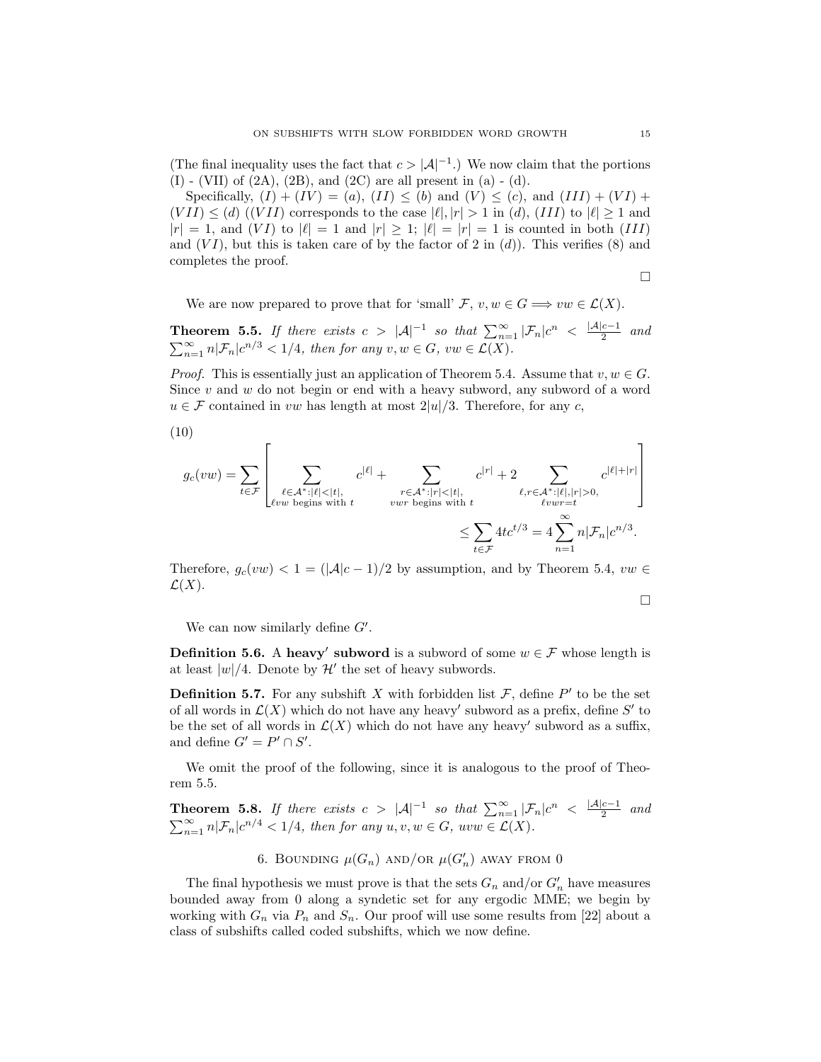(The final inequality uses the fact that $c > |\mathcal{A}|^{-1}$.) We now claim that the portions (I) - (VII) of (2A), (2B), and (2C) are all present in (a) - (d).

Specifically, $(I) + (IV) = (a)$, $(II) \leq (b)$ and $(V) \leq (c)$, and $(III) + (VI) + (VII) \leq (d)$ ($(VII)$ corresponds to the case $|\ell|, |r| > 1$ in $(d)$, $(III)$ to $|\ell| \geq 1$ and $|r| = 1$, and $(VI)$ to $|\ell| = 1$ and $|r| \geq 1$; $|\ell| = |r| = 1$ is counted in both $(III)$ and $(VI)$, but this is taken care of by the factor of 2 in $(d)$). This verifies (8) and completes the proof.

□

We are now prepared to prove that for 'small' $\mathcal{F}$, $v, w \in G \Longrightarrow vw \in \mathcal{L}(X)$.

**Theorem 5.5.** *If there exists $c > |\mathcal{A}|^{-1}$ so that $\sum_{n=1}^{\infty} |\mathcal{F}_n| c^n < \frac{|\mathcal{A}|c-1}{2}$ and $\sum_{n=1}^{\infty} n|\mathcal{F}_n| c^{n/3} < 1/4$, then for any $v, w \in G$, $vw \in \mathcal{L}(X)$.*

*Proof.* This is essentially just an application of Theorem 5.4. Assume that $v, w \in G$. Since $v$ and $w$ do not begin or end with a heavy subword, any subword of a word $u \in \mathcal{F}$ contained in $vw$ has length at most $2|u|/3$. Therefore, for any $c$,

(10)

$$g_c(vw) = \sum_{t \in \mathcal{F}} \left[ \sum_{\substack{\ell \in \mathcal{A}^* : |\ell| < |t|, \\ \ell vw \text{ begins with } t}} c^{|\ell|} + \sum_{\substack{r \in \mathcal{A}^* : |r| < |t|, \\ vwr \text{ begins with } t}} c^{|r|} + 2 \sum_{\substack{\ell, r \in \mathcal{A}^* : |\ell|, |r| > 0, \\ \ell vwr = t}} c^{|\ell| + |r|} \right]$$

$$\leq \sum_{t \in \mathcal{F}} 4tc^{t/3} = 4 \sum_{n=1}^{\infty} n|\mathcal{F}_n| c^{n/3}.$$

Therefore, $g_c(vw) < 1 = (|\mathcal{A}|c - 1)/2$ by assumption, and by Theorem 5.4, $vw \in \mathcal{L}(X)$.

□

We can now similarly define $G'$.

**Definition 5.6.** A **heavy′ subword** is a subword of some $w \in \mathcal{F}$ whose length is at least $|w|/4$. Denote by $\mathcal{H}'$ the set of heavy subwords.

**Definition 5.7.** For any subshift $X$ with forbidden list $\mathcal{F}$, define $P'$ to be the set of all words in $\mathcal{L}(X)$ which do not have any heavy′ subword as a prefix, define $S'$ to be the set of all words in $\mathcal{L}(X)$ which do not have any heavy′ subword as a suffix, and define $G' = P' \cap S'$.

We omit the proof of the following, since it is analogous to the proof of Theorem 5.5.

**Theorem 5.8.** *If there exists $c > |\mathcal{A}|^{-1}$ so that $\sum_{n=1}^{\infty} |\mathcal{F}_n| c^n < \frac{|\mathcal{A}|c-1}{2}$ and $\sum_{n=1}^{\infty} n|\mathcal{F}_n| c^{n/4} < 1/4$, then for any $u, v, w \in G$, $uvw \in \mathcal{L}(X)$.*

## 6. Bounding $\mu(G_n)$ and/or $\mu(G'_n)$ away from 0

The final hypothesis we must prove is that the sets $G_n$ and/or $G'_n$ have measures bounded away from 0 along a syndetic set for any ergodic MME; we begin by working with $G_n$ via $P_n$ and $S_n$. Our proof will use some results from [22] about a class of subshifts called coded subshifts, which we now define.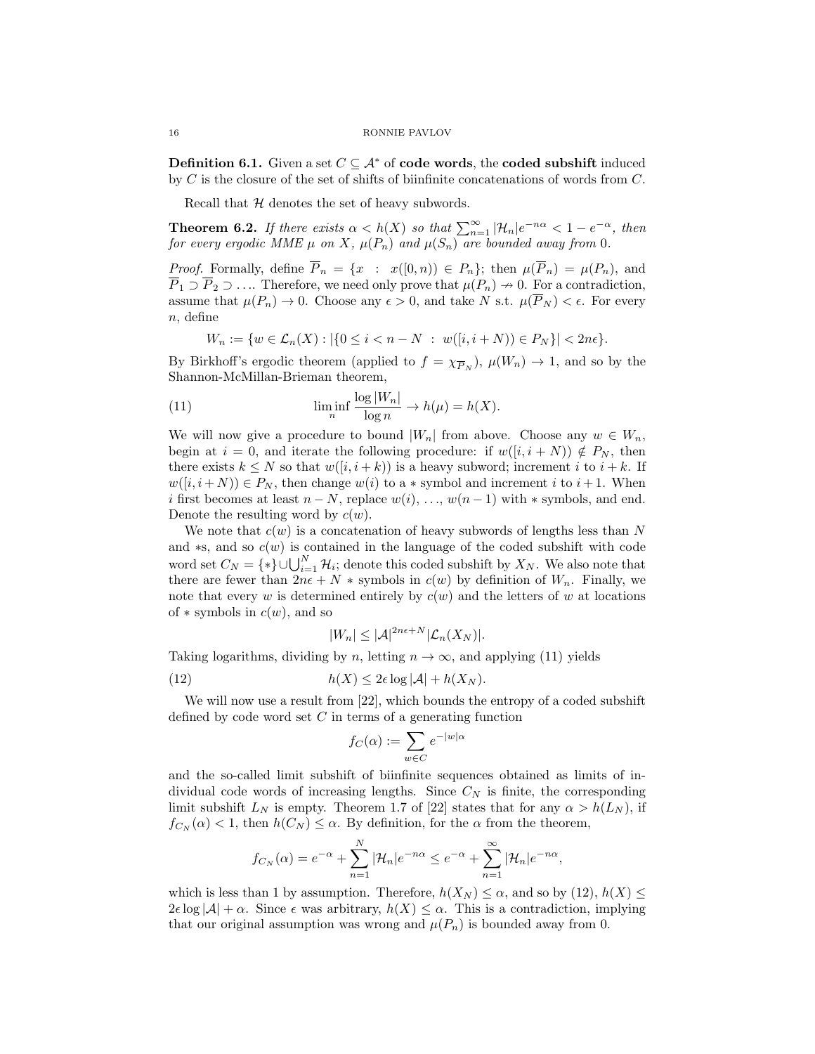**Definition 6.1.** Given a set $C \subseteq \mathcal{A}^*$ of **code words**, the **coded subshift** induced by $C$ is the closure of the set of shifts of biinfinite concatenations of words from $C$.

Recall that $\mathcal{H}$ denotes the set of heavy subwords.

**Theorem 6.2.** *If there exists $\alpha < h(X)$ so that $\sum_{n=1}^{\infty} |\mathcal{H}_n| e^{-n\alpha} < 1 - e^{-\alpha}$, then for every ergodic MME $\mu$ on $X$, $\mu(P_n)$ and $\mu(S_n)$ are bounded away from 0.*

*Proof.* Formally, define $\overline{P}_n = \{x \ : \ x([0,n)) \in P_n\}$; then $\mu(\overline{P}_n) = \mu(P_n)$, and $\overline{P}_1 \supset \overline{P}_2 \supset \ldots$. Therefore, we need only prove that $\mu(P_n) \nrightarrow 0$. For a contradiction, assume that $\mu(P_n) \to 0$. Choose any $\epsilon > 0$, and take $N$ s.t. $\mu(\overline{P}_N) < \epsilon$. For every $n$, define

$$W_n := \{w \in \mathcal{L}_n(X) : |\{0 \leq i < n - N \ : \ w([i, i+N)) \in P_N\}| < 2n\epsilon\}.$$

By Birkhoff's ergodic theorem (applied to $f = \chi_{\overline{P}_N}$), $\mu(W_n) \to 1$, and so by the Shannon-McMillan-Brieman theorem,

$$\liminf_n \frac{\log |W_n|}{\log n} \to h(\mu) = h(X). \tag{11}$$

We will now give a procedure to bound $|W_n|$ from above. Choose any $w \in W_n$, begin at $i = 0$, and iterate the following procedure: if $w([i, i+N)) \notin P_N$, then there exists $k \leq N$ so that $w([i, i+k))$ is a heavy subword; increment $i$ to $i + k$. If $w([i, i+N)) \in P_N$, then change $w(i)$ to a $*$ symbol and increment $i$ to $i+1$. When $i$ first becomes at least $n - N$, replace $w(i), \ldots, w(n-1)$ with $*$ symbols, and end. Denote the resulting word by $c(w)$.

We note that $c(w)$ is a concatenation of heavy subwords of lengths less than $N$ and $*$s, and so $c(w)$ is contained in the language of the coded subshift with code word set $C_N = \{*\} \cup \bigcup_{i=1}^{N} \mathcal{H}_i$; denote this coded subshift by $X_N$. We also note that there are fewer than $2n\epsilon + N$ $*$ symbols in $c(w)$ by definition of $W_n$. Finally, we note that every $w$ is determined entirely by $c(w)$ and the letters of $w$ at locations of $*$ symbols in $c(w)$, and so

$$|W_n| \leq |\mathcal{A}|^{2n\epsilon + N} |\mathcal{L}_n(X_N)|.$$

Taking logarithms, dividing by $n$, letting $n \to \infty$, and applying (11) yields

$$h(X) \leq 2\epsilon \log |\mathcal{A}| + h(X_N). \tag{12}$$

We will now use a result from [22], which bounds the entropy of a coded subshift defined by code word set $C$ in terms of a generating function

$$f_C(\alpha) := \sum_{w \in C} e^{-|w|\alpha}$$

and the so-called limit subshift of biinfinite sequences obtained as limits of individual code words of increasing lengths. Since $C_N$ is finite, the corresponding limit subshift $L_N$ is empty. Theorem 1.7 of [22] states that for any $\alpha > h(L_N)$, if $f_{C_N}(\alpha) < 1$, then $h(C_N) \leq \alpha$. By definition, for the $\alpha$ from the theorem,

$$f_{C_N}(\alpha) = e^{-\alpha} + \sum_{n=1}^{N} |\mathcal{H}_n| e^{-n\alpha} \leq e^{-\alpha} + \sum_{n=1}^{\infty} |\mathcal{H}_n| e^{-n\alpha},$$

which is less than 1 by assumption. Therefore, $h(X_N) \leq \alpha$, and so by (12), $h(X) \leq 2\epsilon \log |\mathcal{A}| + \alpha$. Since $\epsilon$ was arbitrary, $h(X) \leq \alpha$. This is a contradiction, implying that our original assumption was wrong and $\mu(P_n)$ is bounded away from 0.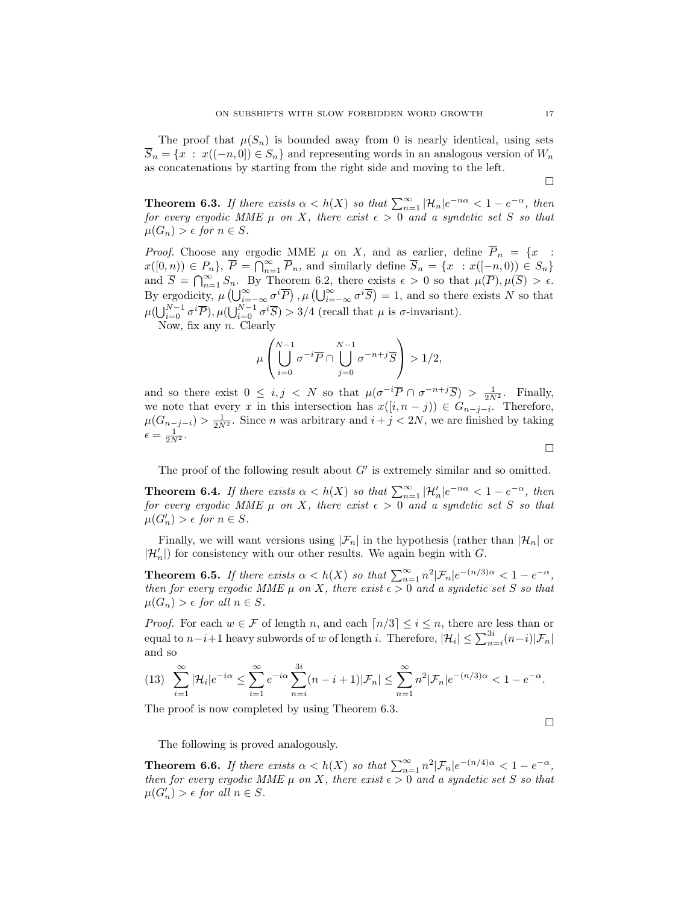The proof that $\mu(S_n)$ is bounded away from 0 is nearly identical, using sets $\overline{S}_n = \{x : x((-n, 0]) \in S_n\}$ and representing words in an analogous version of $W_n$ as concatenations by starting from the right side and moving to the left.

□

**Theorem 6.3.** *If there exists $\alpha < h(X)$ so that $\sum_{n=1}^{\infty} |\mathcal{H}_n| e^{-n\alpha} < 1 - e^{-\alpha}$, then for every ergodic MME $\mu$ on $X$, there exist $\epsilon > 0$ and a syndetic set $S$ so that $\mu(G_n) > \epsilon$ for $n \in S$.*

*Proof.* Choose any ergodic MME $\mu$ on $X$, and as earlier, define $\overline{P}_n = \{x : x([0, n)) \in P_n\}$, $\overline{P} = \bigcap_{n=1}^{\infty} \overline{P}_n$, and similarly define $\overline{S}_n = \{x : x([-n, 0)) \in S_n\}$ and $\overline{S} = \bigcap_{n=1}^{\infty} S_n$. By Theorem 6.2, there exists $\epsilon > 0$ so that $\mu(\overline{P}), \mu(\overline{S}) > \epsilon$. By ergodicity, $\mu\left(\bigcup_{i=-\infty}^{\infty} \sigma^i \overline{P}\right), \mu\left(\bigcup_{i=-\infty}^{\infty} \sigma^i \overline{S}\right) = 1$, and so there exists $N$ so that $\mu(\bigcup_{i=0}^{N-1} \sigma^i \overline{P}), \mu(\bigcup_{i=0}^{N-1} \sigma^i \overline{S}) > 3/4$ (recall that $\mu$ is $\sigma$-invariant).

Now, fix any $n$. Clearly

$$\mu\left(\bigcup_{i=0}^{N-1} \sigma^{-i} \overline{P} \cap \bigcup_{j=0}^{N-1} \sigma^{-n+j} \overline{S}\right) > 1/2,$$

and so there exist $0 \leq i, j < N$ so that $\mu(\sigma^{-i}\overline{P} \cap \sigma^{-n+j}\overline{S}) > \frac{1}{2N^2}$. Finally, we note that every $x$ in this intersection has $x([i, n-j)) \in G_{n-j-i}$. Therefore, $\mu(G_{n-j-i}) > \frac{1}{2N^2}$. Since $n$ was arbitrary and $i + j < 2N$, we are finished by taking $\epsilon = \frac{1}{2N^2}$.

□

The proof of the following result about $G'$ is extremely similar and so omitted.

**Theorem 6.4.** *If there exists $\alpha < h(X)$ so that $\sum_{n=1}^{\infty} |\mathcal{H}'_n| e^{-n\alpha} < 1 - e^{-\alpha}$, then for every ergodic MME $\mu$ on $X$, there exist $\epsilon > 0$ and a syndetic set $S$ so that $\mu(G'_n) > \epsilon$ for $n \in S$.*

Finally, we will want versions using $|\mathcal{F}_n|$ in the hypothesis (rather than $|\mathcal{H}_n|$ or $|\mathcal{H}'_n|$) for consistency with our other results. We again begin with $G$.

**Theorem 6.5.** *If there exists $\alpha < h(X)$ so that $\sum_{n=1}^{\infty} n^2 |\mathcal{F}_n| e^{-(n/3)\alpha} < 1 - e^{-\alpha}$, then for every ergodic MME $\mu$ on $X$, there exist $\epsilon > 0$ and a syndetic set $S$ so that $\mu(G_n) > \epsilon$ for all $n \in S$.*

*Proof.* For each $w \in \mathcal{F}$ of length $n$, and each $\lceil n/3 \rceil \leq i \leq n$, there are less than or equal to $n - i + 1$ heavy subwords of $w$ of length $i$. Therefore, $|\mathcal{H}_i| \leq \sum_{n=i}^{3i} (n-i)|\mathcal{F}_n|$ and so

$$\sum_{i=1}^{\infty} |\mathcal{H}_i| e^{-i\alpha} \leq \sum_{i=1}^{\infty} e^{-i\alpha} \sum_{n=i}^{3i} (n-i+1)|\mathcal{F}_n| \leq \sum_{n=1}^{\infty} n^2 |\mathcal{F}_n| e^{-(n/3)\alpha} < 1 - e^{-\alpha}. \tag{13}$$

The proof is now completed by using Theorem 6.3.

□

The following is proved analogously.

**Theorem 6.6.** *If there exists $\alpha < h(X)$ so that $\sum_{n=1}^{\infty} n^2 |\mathcal{F}_n| e^{-(n/4)\alpha} < 1 - e^{-\alpha}$, then for every ergodic MME $\mu$ on $X$, there exist $\epsilon > 0$ and a syndetic set $S$ so that $\mu(G'_n) > \epsilon$ for all $n \in S$.*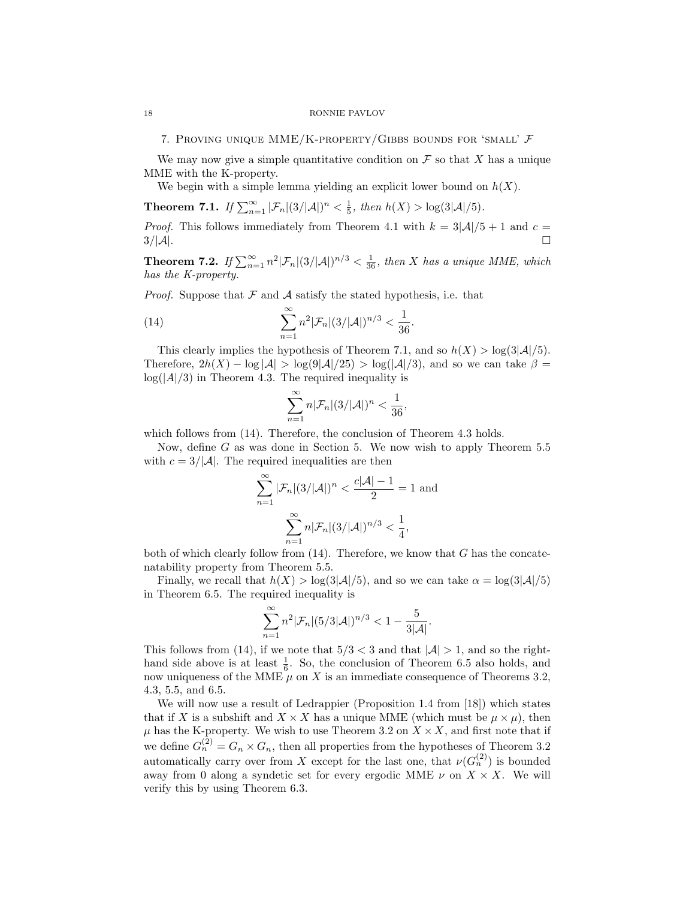## 7. Proving unique MME/K-property/Gibbs bounds for 'small' $\mathcal{F}$

We may now give a simple quantitative condition on $\mathcal{F}$ so that $X$ has a unique MME with the K-property.

We begin with a simple lemma yielding an explicit lower bound on $h(X)$.

**Theorem 7.1.** *If $\sum_{n=1}^{\infty} |\mathcal{F}_n|(3/|\mathcal{A}|)^n < \frac{1}{5}$, then $h(X) > \log(3|\mathcal{A}|/5)$.*

*Proof.* This follows immediately from Theorem 4.1 with $k = 3|\mathcal{A}|/5 + 1$ and $c = 3/|\mathcal{A}|$. □

**Theorem 7.2.** *If $\sum_{n=1}^{\infty} n^2|\mathcal{F}_n|(3/|\mathcal{A}|)^{n/3} < \frac{1}{36}$, then $X$ has a unique MME, which has the K-property.*

*Proof.* Suppose that $\mathcal{F}$ and $\mathcal{A}$ satisfy the stated hypothesis, i.e. that

$$\sum_{n=1}^{\infty} n^2|\mathcal{F}_n|(3/|\mathcal{A}|)^{n/3} < \frac{1}{36}. \tag{14}$$

This clearly implies the hypothesis of Theorem 7.1, and so $h(X) > \log(3|\mathcal{A}|/5)$. Therefore, $2h(X) - \log|\mathcal{A}| > \log(9|\mathcal{A}|/25) > \log(|\mathcal{A}|/3)$, and so we can take $\beta = \log(|A|/3)$ in Theorem 4.3. The required inequality is

$$\sum_{n=1}^{\infty} n|\mathcal{F}_n|(3/|\mathcal{A}|)^n < \frac{1}{36},$$

which follows from (14). Therefore, the conclusion of Theorem 4.3 holds.

Now, define $G$ as was done in Section 5. We now wish to apply Theorem 5.5 with $c = 3/|\mathcal{A}|$. The required inequalities are then

$$\sum_{n=1}^{\infty} |\mathcal{F}_n|(3/|\mathcal{A}|)^n < \frac{c|\mathcal{A}| - 1}{2} = 1 \text{ and}$$

$$\sum_{n=1}^{\infty} n|\mathcal{F}_n|(3/|\mathcal{A}|)^{n/3} < \frac{1}{4},$$

both of which clearly follow from (14). Therefore, we know that $G$ has the concatenatability property from Theorem 5.5.

Finally, we recall that $h(X) > \log(3|\mathcal{A}|/5)$, and so we can take $\alpha = \log(3|\mathcal{A}|/5)$ in Theorem 6.5. The required inequality is

$$\sum_{n=1}^{\infty} n^2|\mathcal{F}_n|(5/3|\mathcal{A}|)^{n/3} < 1 - \frac{5}{3|\mathcal{A}|}.$$

This follows from (14), if we note that $5/3 < 3$ and that $|\mathcal{A}| > 1$, and so the right-hand side above is at least $\frac{1}{6}$. So, the conclusion of Theorem 6.5 also holds, and now uniqueness of the MME $\mu$ on $X$ is an immediate consequence of Theorems 3.2, 4.3, 5.5, and 6.5.

We will now use a result of Ledrappier (Proposition 1.4 from [18]) which states that if $X$ is a subshift and $X \times X$ has a unique MME (which must be $\mu \times \mu$), then $\mu$ has the K-property. We wish to use Theorem 3.2 on $X \times X$, and first note that if we define $G_n^{(2)} = G_n \times G_n$, then all properties from the hypotheses of Theorem 3.2 automatically carry over from $X$ except for the last one, that $\nu(G_n^{(2)})$ is bounded away from 0 along a syndetic set for every ergodic MME $\nu$ on $X \times X$. We will verify this by using Theorem 6.3.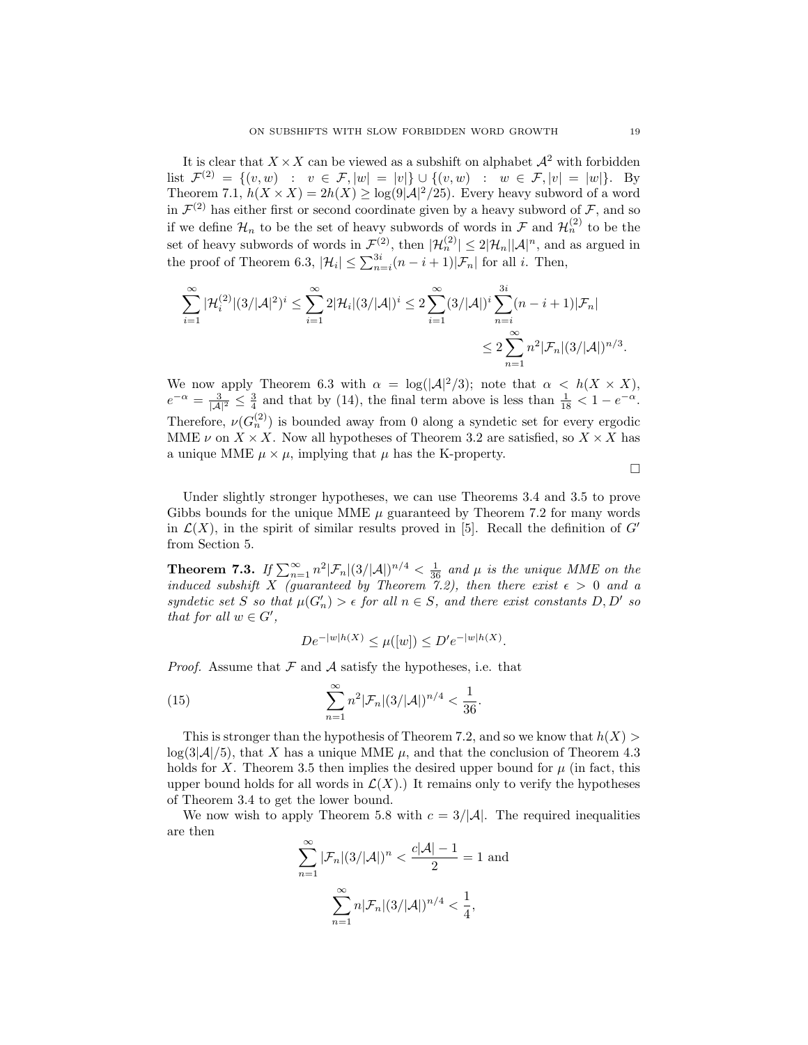It is clear that $X \times X$ can be viewed as a subshift on alphabet $\mathcal{A}^2$ with forbidden list $\mathcal{F}^{(2)} = \{(v, w) \;:\; v \in \mathcal{F}, |w| = |v|\} \cup \{(v, w) \;:\; w \in \mathcal{F}, |v| = |w|\}$. By Theorem 7.1, $h(X \times X) = 2h(X) \geq \log(9|\mathcal{A}|^2/25)$. Every heavy subword of a word in $\mathcal{F}^{(2)}$ has either first or second coordinate given by a heavy subword of $\mathcal{F}$, and so if we define $\mathcal{H}_n$ to be the set of heavy subwords of words in $\mathcal{F}$ and $\mathcal{H}_n^{(2)}$ to be the set of heavy subwords of words in $\mathcal{F}^{(2)}$, then $|\mathcal{H}_n^{(2)}| \leq 2|\mathcal{H}_n||\mathcal{A}|^n$, and as argued in the proof of Theorem 6.3, $|\mathcal{H}_i| \leq \sum_{n=i}^{3i}(n - i + 1)|\mathcal{F}_n|$ for all $i$. Then,

$$\sum_{i=1}^{\infty} |\mathcal{H}_i^{(2)}|(3/|\mathcal{A}|^2)^i \leq \sum_{i=1}^{\infty} 2|\mathcal{H}_i|(3/|\mathcal{A}|)^i \leq 2\sum_{i=1}^{\infty}(3/|\mathcal{A}|)^i \sum_{n=i}^{3i}(n - i + 1)|\mathcal{F}_n|$$
$$\leq 2\sum_{n=1}^{\infty} n^2|\mathcal{F}_n|(3/|\mathcal{A}|)^{n/3}.$$

We now apply Theorem 6.3 with $\alpha = \log(|\mathcal{A}|^2/3)$; note that $\alpha < h(X \times X)$, $e^{-\alpha} = \frac{3}{|\mathcal{A}|^2} \leq \frac{3}{4}$ and that by (14), the final term above is less than $\frac{1}{18} < 1 - e^{-\alpha}$. Therefore, $\nu(G_n^{(2)})$ is bounded away from 0 along a syndetic set for every ergodic MME $\nu$ on $X \times X$. Now all hypotheses of Theorem 3.2 are satisfied, so $X \times X$ has a unique MME $\mu \times \mu$, implying that $\mu$ has the K-property.

□

Under slightly stronger hypotheses, we can use Theorems 3.4 and 3.5 to prove Gibbs bounds for the unique MME $\mu$ guaranteed by Theorem 7.2 for many words in $\mathcal{L}(X)$, in the spirit of similar results proved in [5]. Recall the definition of $G'$ from Section 5.

**Theorem 7.3.** *If $\sum_{n=1}^{\infty} n^2|\mathcal{F}_n|(3/|\mathcal{A}|)^{n/4} < \frac{1}{36}$ and $\mu$ is the unique MME on the induced subshift $X$ (guaranteed by Theorem 7.2), then there exist $\epsilon > 0$ and a syndetic set $S$ so that $\mu(G'_n) > \epsilon$ for all $n \in S$, and there exist constants $D, D'$ so that for all $w \in G'$,*

$$De^{-|w|h(X)} \leq \mu([w]) \leq D'e^{-|w|h(X)}.$$

*Proof.* Assume that $\mathcal{F}$ and $\mathcal{A}$ satisfy the hypotheses, i.e. that

$$\sum_{n=1}^{\infty} n^2|\mathcal{F}_n|(3/|\mathcal{A}|)^{n/4} < \frac{1}{36}. \tag{15}$$

This is stronger than the hypothesis of Theorem 7.2, and so we know that $h(X) > \log(3|\mathcal{A}|/5)$, that $X$ has a unique MME $\mu$, and that the conclusion of Theorem 4.3 holds for $X$. Theorem 3.5 then implies the desired upper bound for $\mu$ (in fact, this upper bound holds for all words in $\mathcal{L}(X)$.) It remains only to verify the hypotheses of Theorem 3.4 to get the lower bound.

We now wish to apply Theorem 5.8 with $c = 3/|\mathcal{A}|$. The required inequalities are then

$$\sum_{n=1}^{\infty} |\mathcal{F}_n|(3/|\mathcal{A}|)^n < \frac{c|\mathcal{A}| - 1}{2} = 1 \text{ and}$$

$$\sum_{n=1}^{\infty} n|\mathcal{F}_n|(3/|\mathcal{A}|)^{n/4} < \frac{1}{4},$$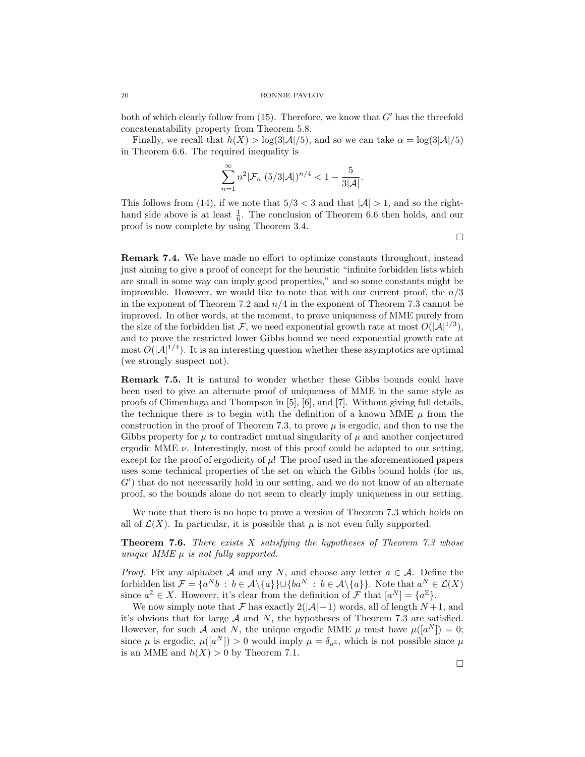both of which clearly follow from (15). Therefore, we know that $G'$ has the threefold concatenatability property from Theorem 5.8.

Finally, we recall that $h(X) > \log(3|\mathcal{A}|/5)$, and so we can take $\alpha = \log(3|\mathcal{A}|/5)$ in Theorem 6.6. The required inequality is

$$\sum_{n=1}^{\infty} n^2 |\mathcal{F}_n| (5/3|\mathcal{A}|)^{n/4} < 1 - \frac{5}{3|\mathcal{A}|}.$$

This follows from (14), if we note that $5/3 < 3$ and that $|\mathcal{A}| > 1$, and so the right-hand side above is at least $\frac{1}{6}$. The conclusion of Theorem 6.6 then holds, and our proof is now complete by using Theorem 3.4.

□

**Remark 7.4.** We have made no effort to optimize constants throughout, instead just aiming to give a proof of concept for the heuristic "infinite forbidden lists which are small in some way can imply good properties," and so some constants might be improvable. However, we would like to note that with our current proof, the $n/3$ in the exponent of Theorem 7.2 and $n/4$ in the exponent of Theorem 7.3 cannot be improved. In other words, at the moment, to prove uniqueness of MME purely from the size of the forbidden list $\mathcal{F}$, we need exponential growth rate at most $O(|\mathcal{A}|^{1/3})$, and to prove the restricted lower Gibbs bound we need exponential growth rate at most $O(|\mathcal{A}|^{1/4})$. It is an interesting question whether these asymptotics are optimal (we strongly suspect not).

**Remark 7.5.** It is natural to wonder whether these Gibbs bounds could have been used to give an alternate proof of uniqueness of MME in the same style as proofs of Climenhaga and Thompson in [5], [6], and [7]. Without giving full details, the technique there is to begin with the definition of a known MME $\mu$ from the construction in the proof of Theorem 7.3, to prove $\mu$ is ergodic, and then to use the Gibbs property for $\mu$ to contradict mutual singularity of $\mu$ and another conjectured ergodic MME $\nu$. Interestingly, most of this proof could be adapted to our setting, except for the proof of ergodicity of $\mu$! The proof used in the aforementioned papers uses some technical properties of the set on which the Gibbs bound holds (for us, $G'$) that do not necessarily hold in our setting, and we do not know of an alternate proof, so the bounds alone do not seem to clearly imply uniqueness in our setting.

We note that there is no hope to prove a version of Theorem 7.3 which holds on all of $\mathcal{L}(X)$. In particular, it is possible that $\mu$ is not even fully supported.

**Theorem 7.6.** *There exists $X$ satisfying the hypotheses of Theorem 7.3 whose unique MME $\mu$ is not fully supported.*

*Proof.* Fix any alphabet $\mathcal{A}$ and any $N$, and choose any letter $a \in \mathcal{A}$. Define the forbidden list $\mathcal{F} = \{a^N b \, : \, b \in \mathcal{A} \setminus \{a\}\} \cup \{ba^N \, : \, b \in \mathcal{A} \setminus \{a\}\}$. Note that $a^N \in \mathcal{L}(X)$ since $a^{\mathbb{Z}} \in X$. However, it's clear from the definition of $\mathcal{F}$ that $[a^N] = \{a^{\mathbb{Z}}\}$.

We now simply note that $\mathcal{F}$ has exactly $2(|\mathcal{A}|-1)$ words, all of length $N+1$, and it's obvious that for large $\mathcal{A}$ and $N$, the hypotheses of Theorem 7.3 are satisfied. However, for such $\mathcal{A}$ and $N$, the unique ergodic MME $\mu$ must have $\mu([a^N]) = 0$; since $\mu$ is ergodic, $\mu([a^N]) > 0$ would imply $\mu = \delta_{a^{\mathbb{Z}}}$, which is not possible since $\mu$ is an MME and $h(X) > 0$ by Theorem 7.1.

□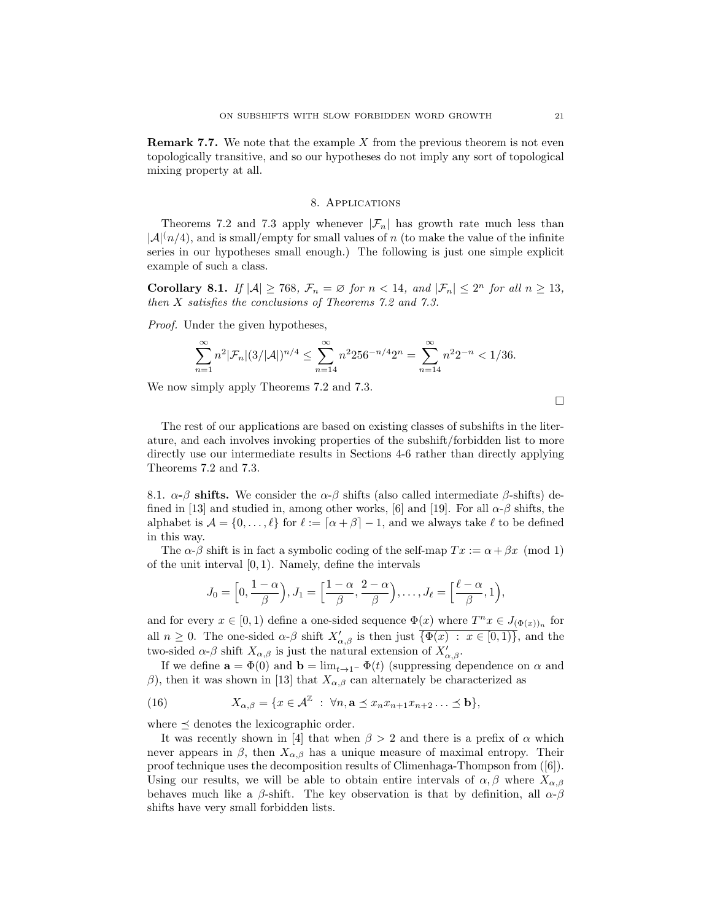**Remark 7.7.** We note that the example $X$ from the previous theorem is not even topologically transitive, and so our hypotheses do not imply any sort of topological mixing property at all.

## 8. Applications

Theorems 7.2 and 7.3 apply whenever $|\mathcal{F}_n|$ has growth rate much less than $|\mathcal{A}|^(n/4)$, and is small/empty for small values of $n$ (to make the value of the infinite series in our hypotheses small enough.) The following is just one simple explicit example of such a class.

**Corollary 8.1.** *If $|\mathcal{A}| \geq 768$, $\mathcal{F}_n = \varnothing$ for $n < 14$, and $|\mathcal{F}_n| \leq 2^n$ for all $n \geq 13$, then $X$ satisfies the conclusions of Theorems 7.2 and 7.3.*

*Proof.* Under the given hypotheses,

$$\sum_{n=1}^{\infty} n^2 |\mathcal{F}_n| (3/|\mathcal{A}|)^{n/4} \leq \sum_{n=14}^{\infty} n^2 256^{-n/4} 2^n = \sum_{n=14}^{\infty} n^2 2^{-n} < 1/36.$$

We now simply apply Theorems 7.2 and 7.3. □

The rest of our applications are based on existing classes of subshifts in the literature, and each involves invoking properties of the subshift/forbidden list to more directly use our intermediate results in Sections 4-6 rather than directly applying Theorems 7.2 and 7.3.

### 8.1. $\alpha$-$\beta$ shifts.

We consider the $\alpha$-$\beta$ shifts (also called intermediate $\beta$-shifts) defined in [13] and studied in, among other works, [6] and [19]. For all $\alpha$-$\beta$ shifts, the alphabet is $\mathcal{A} = \{0, \ldots, \ell\}$ for $\ell := \lceil \alpha + \beta \rceil - 1$, and we always take $\ell$ to be defined in this way.

The $\alpha$-$\beta$ shift is in fact a symbolic coding of the self-map $Tx := \alpha + \beta x \pmod 1$ of the unit interval $[0, 1)$. Namely, define the intervals

$$J_0 = \Big[0, \frac{1-\alpha}{\beta}\Big), J_1 = \Big[\frac{1-\alpha}{\beta}, \frac{2-\alpha}{\beta}\Big), \ldots, J_\ell = \Big[\frac{\ell-\alpha}{\beta}, 1\Big),$$

and for every $x \in [0, 1)$ define a one-sided sequence $\Phi(x)$ where $T^n x \in J_{(\Phi(x))_n}$ for all $n \geq 0$. The one-sided $\alpha$-$\beta$ shift $X'_{\alpha,\beta}$ is then just $\overline{\{\Phi(x) \ : \ x \in [0, 1)\}}$, and the two-sided $\alpha$-$\beta$ shift $X_{\alpha,\beta}$ is just the natural extension of $X'_{\alpha,\beta}$.

If we define $\mathbf{a} = \Phi(0)$ and $\mathbf{b} = \lim_{t \to 1^-} \Phi(t)$ (suppressing dependence on $\alpha$ and $\beta$), then it was shown in [13] that $X_{\alpha,\beta}$ can alternately be characterized as

$$X_{\alpha,\beta} = \{x \in \mathcal{A}^{\mathbb{Z}} \ : \ \forall n, \mathbf{a} \preceq x_n x_{n+1} x_{n+2} \ldots \preceq \mathbf{b}\}, \tag{16}$$

where $\preceq$ denotes the lexicographic order.

It was recently shown in [4] that when $\beta > 2$ and there is a prefix of $\alpha$ which never appears in $\beta$, then $X_{\alpha,\beta}$ has a unique measure of maximal entropy. Their proof technique uses the decomposition results of Climenhaga-Thompson from ([6]). Using our results, we will be able to obtain entire intervals of $\alpha, \beta$ where $X_{\alpha,\beta}$ behaves much like a $\beta$-shift. The key observation is that by definition, all $\alpha$-$\beta$ shifts have very small forbidden lists.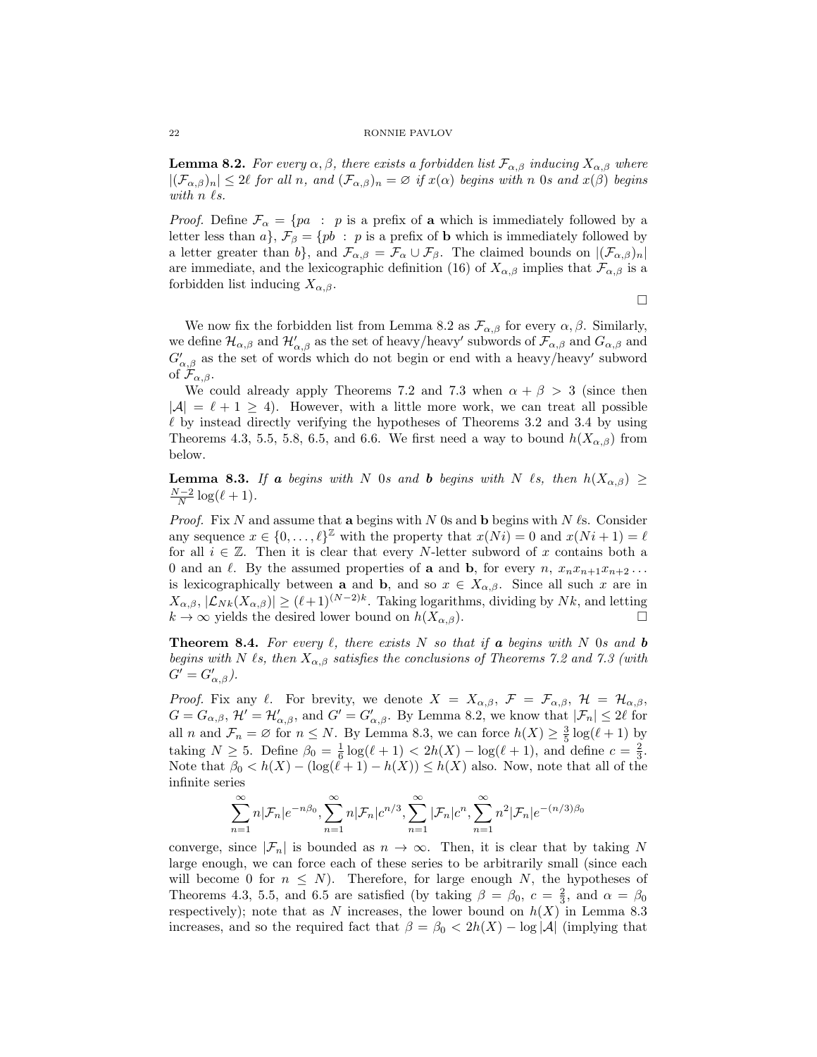**Lemma 8.2.** *For every $\alpha, \beta$, there exists a forbidden list $\mathcal{F}_{\alpha,\beta}$ inducing $X_{\alpha,\beta}$ where $|(\mathcal{F}_{\alpha,\beta})_n| \leq 2\ell$ for all $n$, and $(\mathcal{F}_{\alpha,\beta})_n = \varnothing$ if $x(\alpha)$ begins with $n$ 0s and $x(\beta)$ begins with $n$ $\ell$s.*

*Proof.* Define $\mathcal{F}_\alpha = \{pa \ : \ p$ is a prefix of $\mathbf{a}$ which is immediately followed by a letter less than $a\}$, $\mathcal{F}_\beta = \{pb \ : \ p$ is a prefix of $\mathbf{b}$ which is immediately followed by a letter greater than $b\}$, and $\mathcal{F}_{\alpha,\beta} = \mathcal{F}_\alpha \cup \mathcal{F}_\beta$. The claimed bounds on $|(\mathcal{F}_{\alpha,\beta})_n|$ are immediate, and the lexicographic definition (16) of $X_{\alpha,\beta}$ implies that $\mathcal{F}_{\alpha,\beta}$ is a forbidden list inducing $X_{\alpha,\beta}$. □

We now fix the forbidden list from Lemma 8.2 as $\mathcal{F}_{\alpha,\beta}$ for every $\alpha, \beta$. Similarly, we define $\mathcal{H}_{\alpha,\beta}$ and $\mathcal{H}'_{\alpha,\beta}$ as the set of heavy/heavy$'$ subwords of $\mathcal{F}_{\alpha,\beta}$ and $G_{\alpha,\beta}$ and $G'_{\alpha,\beta}$ as the set of words which do not begin or end with a heavy/heavy$'$ subword of $\mathcal{F}_{\alpha,\beta}$.

We could already apply Theorems 7.2 and 7.3 when $\alpha + \beta > 3$ (since then $|\mathcal{A}| = \ell + 1 \geq 4$). However, with a little more work, we can treat all possible $\ell$ by instead directly verifying the hypotheses of Theorems 3.2 and 3.4 by using Theorems 4.3, 5.5, 5.8, 6.5, and 6.6. We first need a way to bound $h(X_{\alpha,\beta})$ from below.

**Lemma 8.3.** *If $\mathbf{a}$ begins with $N$ 0s and $\mathbf{b}$ begins with $N$ $\ell$s, then $h(X_{\alpha,\beta}) \geq \frac{N-2}{N}\log(\ell + 1)$.*

*Proof.* Fix $N$ and assume that $\mathbf{a}$ begins with $N$ 0s and $\mathbf{b}$ begins with $N$ $\ell$s. Consider any sequence $x \in \{0, \ldots, \ell\}^{\mathbb{Z}}$ with the property that $x(Ni) = 0$ and $x(Ni + 1) = \ell$ for all $i \in \mathbb{Z}$. Then it is clear that every $N$-letter subword of $x$ contains both a 0 and an $\ell$. By the assumed properties of $\mathbf{a}$ and $\mathbf{b}$, for every $n$, $x_n x_{n+1} x_{n+2} \ldots$ is lexicographically between $\mathbf{a}$ and $\mathbf{b}$, and so $x \in X_{\alpha,\beta}$. Since all such $x$ are in $X_{\alpha,\beta}$, $|\mathcal{L}_{Nk}(X_{\alpha,\beta})| \geq (\ell+1)^{(N-2)k}$. Taking logarithms, dividing by $Nk$, and letting $k \to \infty$ yields the desired lower bound on $h(X_{\alpha,\beta})$. □

**Theorem 8.4.** *For every $\ell$, there exists $N$ so that if $\mathbf{a}$ begins with $N$ 0s and $\mathbf{b}$ begins with $N$ $\ell$s, then $X_{\alpha,\beta}$ satisfies the conclusions of Theorems 7.2 and 7.3 (with $G' = G'_{\alpha,\beta}$).*

*Proof.* Fix any $\ell$. For brevity, we denote $X = X_{\alpha,\beta}$, $\mathcal{F} = \mathcal{F}_{\alpha,\beta}$, $\mathcal{H} = \mathcal{H}_{\alpha,\beta}$, $G = G_{\alpha,\beta}$, $\mathcal{H}' = \mathcal{H}'_{\alpha,\beta}$, and $G' = G'_{\alpha,\beta}$. By Lemma 8.2, we know that $|\mathcal{F}_n| \leq 2\ell$ for all $n$ and $\mathcal{F}_n = \varnothing$ for $n \leq N$. By Lemma 8.3, we can force $h(X) \geq \frac{3}{5}\log(\ell+1)$ by taking $N \geq 5$. Define $\beta_0 = \frac{1}{6}\log(\ell + 1) < 2h(X) - \log(\ell + 1)$, and define $c = \frac{2}{3}$. Note that $\beta_0 < h(X) - (\log(\ell + 1) - h(X)) \leq h(X)$ also. Now, note that all of the infinite series

$$\sum_{n=1}^{\infty} n|\mathcal{F}_n|e^{-n\beta_0}, \sum_{n=1}^{\infty} n|\mathcal{F}_n|c^{n/3}, \sum_{n=1}^{\infty} |\mathcal{F}_n|c^n, \sum_{n=1}^{\infty} n^2|\mathcal{F}_n|e^{-(n/3)\beta_0}$$

converge, since $|\mathcal{F}_n|$ is bounded as $n \to \infty$. Then, it is clear that by taking $N$ large enough, we can force each of these series to be arbitrarily small (since each will become 0 for $n \leq N$). Therefore, for large enough $N$, the hypotheses of Theorems 4.3, 5.5, and 6.5 are satisfied (by taking $\beta = \beta_0$, $c = \frac{2}{3}$, and $\alpha = \beta_0$ respectively); note that as $N$ increases, the lower bound on $h(X)$ in Lemma 8.3 increases, and so the required fact that $\beta = \beta_0 < 2h(X) - \log|\mathcal{A}|$ (implying that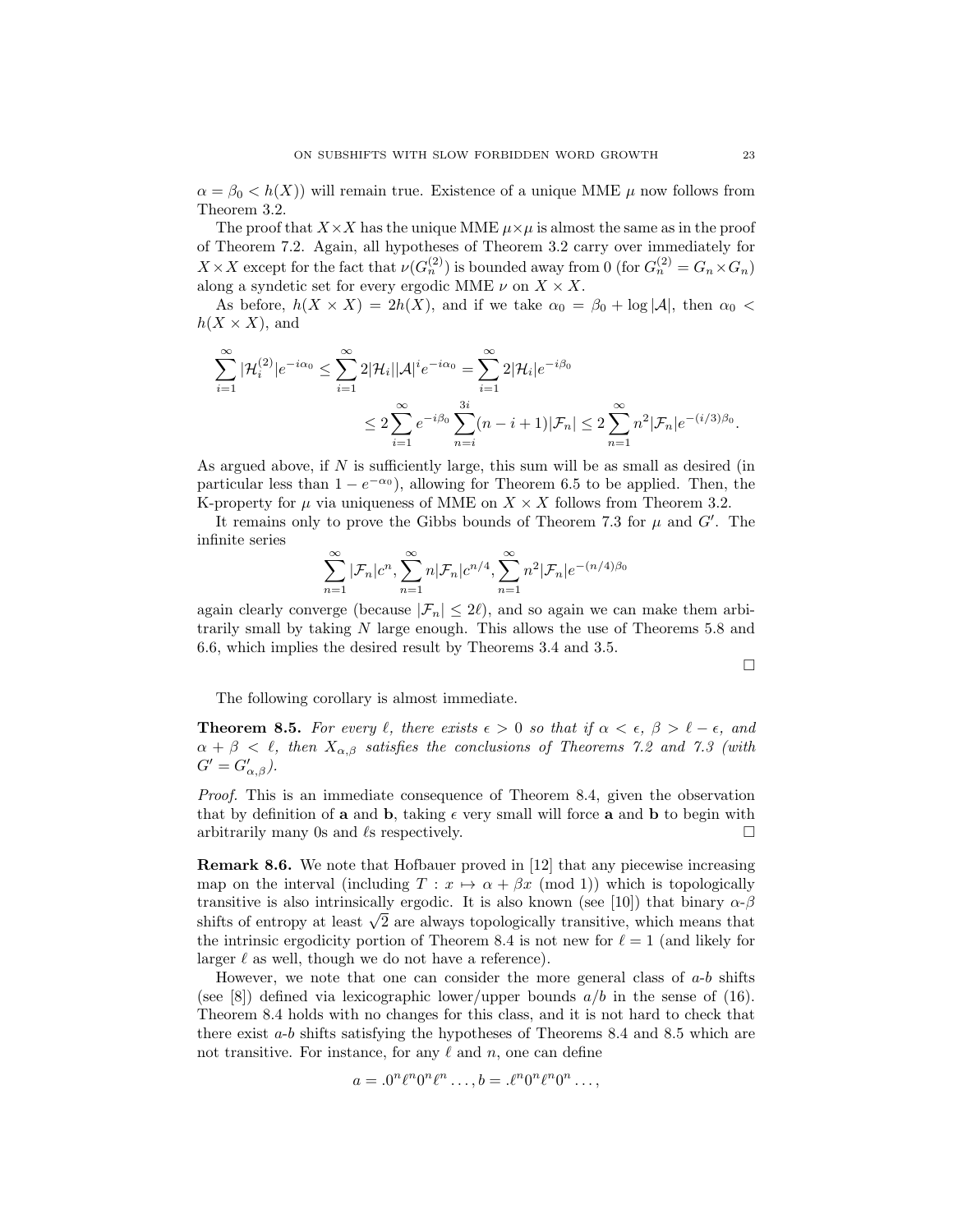$\alpha = \beta_0 < h(X)$) will remain true. Existence of a unique MME $\mu$ now follows from Theorem 3.2.

The proof that $X \times X$ has the unique MME $\mu \times \mu$ is almost the same as in the proof of Theorem 7.2. Again, all hypotheses of Theorem 3.2 carry over immediately for $X \times X$ except for the fact that $\nu(G_n^{(2)})$ is bounded away from 0 (for $G_n^{(2)} = G_n \times G_n$) along a syndetic set for every ergodic MME $\nu$ on $X \times X$.

As before, $h(X \times X) = 2h(X)$, and if we take $\alpha_0 = \beta_0 + \log |\mathcal{A}|$, then $\alpha_0 < h(X \times X)$, and

$$\sum_{i=1}^{\infty} |\mathcal{H}_i^{(2)}| e^{-i\alpha_0} \leq \sum_{i=1}^{\infty} 2|\mathcal{H}_i||\mathcal{A}|^i e^{-i\alpha_0} = \sum_{i=1}^{\infty} 2|\mathcal{H}_i| e^{-i\beta_0}$$

$$\leq 2\sum_{i=1}^{\infty} e^{-i\beta_0} \sum_{n=i}^{3i} (n-i+1)|\mathcal{F}_n| \leq 2\sum_{n=1}^{\infty} n^2 |\mathcal{F}_n| e^{-(i/3)\beta_0}.$$

As argued above, if $N$ is sufficiently large, this sum will be as small as desired (in particular less than $1 - e^{-\alpha_0}$), allowing for Theorem 6.5 to be applied. Then, the K-property for $\mu$ via uniqueness of MME on $X \times X$ follows from Theorem 3.2.

It remains only to prove the Gibbs bounds of Theorem 7.3 for $\mu$ and $G'$. The infinite series

$$\sum_{n=1}^{\infty} |\mathcal{F}_n| c^n, \sum_{n=1}^{\infty} n|\mathcal{F}_n| c^{n/4}, \sum_{n=1}^{\infty} n^2 |\mathcal{F}_n| e^{-(n/4)\beta_0}$$

again clearly converge (because $|\mathcal{F}_n| \leq 2\ell$), and so again we can make them arbitrarily small by taking $N$ large enough. This allows the use of Theorems 5.8 and 6.6, which implies the desired result by Theorems 3.4 and 3.5. $\square$

The following corollary is almost immediate.

**Theorem 8.5.** *For every $\ell$, there exists $\epsilon > 0$ so that if $\alpha < \epsilon$, $\beta > \ell - \epsilon$, and $\alpha + \beta < \ell$, then $X_{\alpha,\beta}$ satisfies the conclusions of Theorems 7.2 and 7.3 (with $G' = G'_{\alpha,\beta}$).*

*Proof.* This is an immediate consequence of Theorem 8.4, given the observation that by definition of $\mathbf{a}$ and $\mathbf{b}$, taking $\epsilon$ very small will force $\mathbf{a}$ and $\mathbf{b}$ to begin with arbitrarily many 0s and $\ell$s respectively. $\square$

**Remark 8.6.** We note that Hofbauer proved in [12] that any piecewise increasing map on the interval (including $T : x \mapsto \alpha + \beta x \pmod 1$) which is topologically transitive is also intrinsically ergodic. It is also known (see [10]) that binary $\alpha$-$\beta$ shifts of entropy at least $\sqrt{2}$ are always topologically transitive, which means that the intrinsic ergodicity portion of Theorem 8.4 is not new for $\ell = 1$ (and likely for larger $\ell$ as well, though we do not have a reference).

However, we note that one can consider the more general class of $a$-$b$ shifts (see [8]) defined via lexicographic lower/upper bounds $a/b$ in the sense of (16). Theorem 8.4 holds with no changes for this class, and it is not hard to check that there exist $a$-$b$ shifts satisfying the hypotheses of Theorems 8.4 and 8.5 which are not transitive. For instance, for any $\ell$ and $n$, one can define

$$a = .0^n \ell^n 0^n \ell^n \ldots, b = .\ell^n 0^n \ell^n 0^n \ldots,$$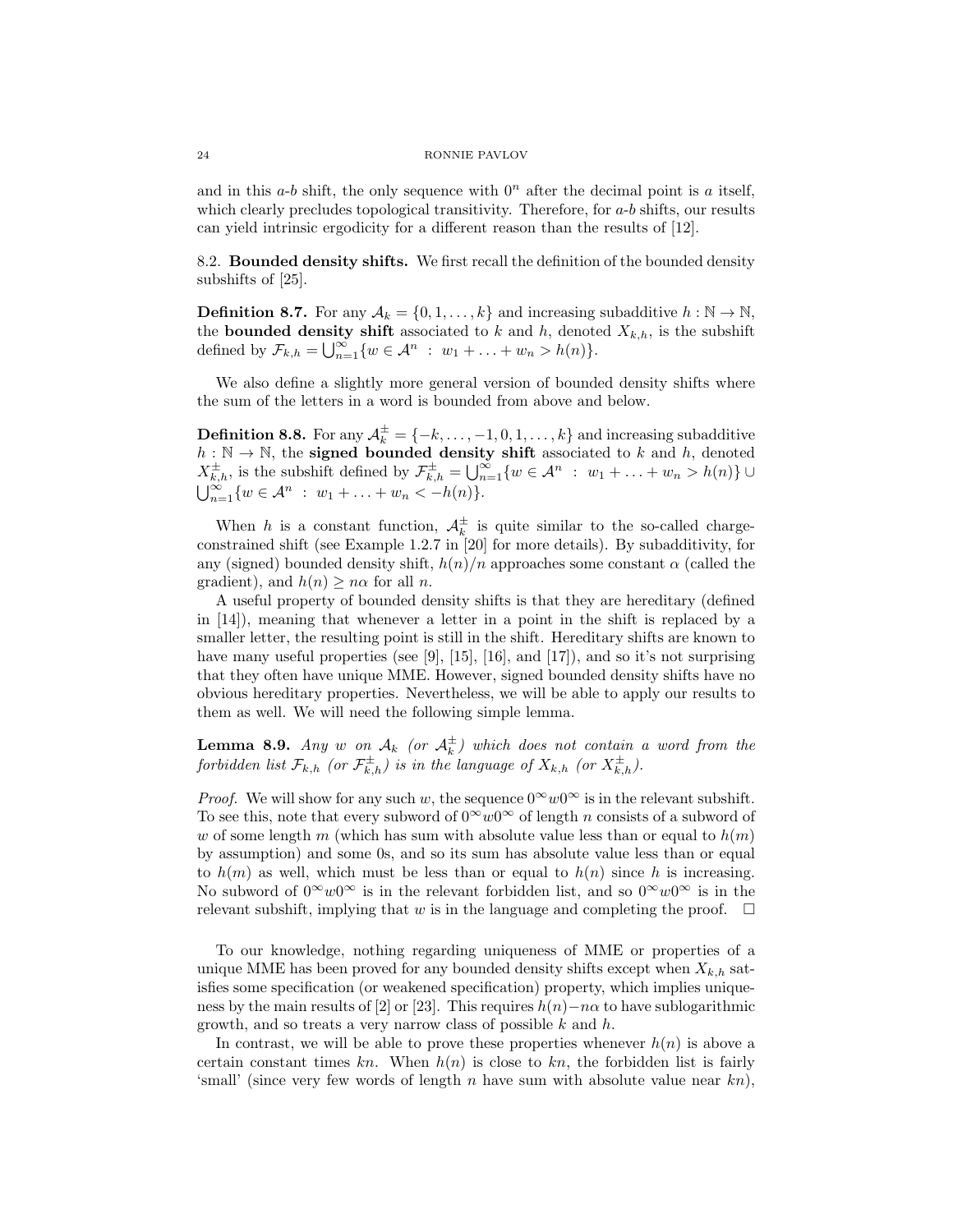and in this $a$-$b$ shift, the only sequence with $0^n$ after the decimal point is $a$ itself, which clearly precludes topological transitivity. Therefore, for $a$-$b$ shifts, our results can yield intrinsic ergodicity for a different reason than the results of [12].

## 8.2. Bounded density shifts.

We first recall the definition of the bounded density subshifts of [25].

**Definition 8.7.** For any $\mathcal{A}_k = \{0, 1, \ldots, k\}$ and increasing subadditive $h : \mathbb{N} \to \mathbb{N}$, the **bounded density shift** associated to $k$ and $h$, denoted $X_{k,h}$, is the subshift defined by $\mathcal{F}_{k,h} = \bigcup_{n=1}^{\infty} \{w \in \mathcal{A}^n \ : \ w_1 + \ldots + w_n > h(n)\}$.

We also define a slightly more general version of bounded density shifts where the sum of the letters in a word is bounded from above and below.

**Definition 8.8.** For any $\mathcal{A}_k^{\pm} = \{-k, \ldots, -1, 0, 1, \ldots, k\}$ and increasing subadditive $h : \mathbb{N} \to \mathbb{N}$, the **signed bounded density shift** associated to $k$ and $h$, denoted $X_{k,h}^{\pm}$, is the subshift defined by $\mathcal{F}_{k,h}^{\pm} = \bigcup_{n=1}^{\infty} \{w \in \mathcal{A}^n \ : \ w_1 + \ldots + w_n > h(n)\} \cup \bigcup_{n=1}^{\infty} \{w \in \mathcal{A}^n \ : \ w_1 + \ldots + w_n < -h(n)\}$.

When $h$ is a constant function, $\mathcal{A}_k^{\pm}$ is quite similar to the so-called charge-constrained shift (see Example 1.2.7 in [20] for more details). By subadditivity, for any (signed) bounded density shift, $h(n)/n$ approaches some constant $\alpha$ (called the gradient), and $h(n) \geq n\alpha$ for all $n$.

A useful property of bounded density shifts is that they are hereditary (defined in [14]), meaning that whenever a letter in a point in the shift is replaced by a smaller letter, the resulting point is still in the shift. Hereditary shifts are known to have many useful properties (see [9], [15], [16], and [17]), and so it's not surprising that they often have unique MME. However, signed bounded density shifts have no obvious hereditary properties. Nevertheless, we will be able to apply our results to them as well. We will need the following simple lemma.

**Lemma 8.9.** *Any $w$ on $\mathcal{A}_k$ (or $\mathcal{A}_k^{\pm}$) which does not contain a word from the forbidden list $\mathcal{F}_{k,h}$ (or $\mathcal{F}_{k,h}^{\pm}$) is in the language of $X_{k,h}$ (or $X_{k,h}^{\pm}$).*

*Proof.* We will show for any such $w$, the sequence $0^\infty w 0^\infty$ is in the relevant subshift. To see this, note that every subword of $0^\infty w 0^\infty$ of length $n$ consists of a subword of $w$ of some length $m$ (which has sum with absolute value less than or equal to $h(m)$ by assumption) and some 0s, and so its sum has absolute value less than or equal to $h(m)$ as well, which must be less than or equal to $h(n)$ since $h$ is increasing. No subword of $0^\infty w 0^\infty$ is in the relevant forbidden list, and so $0^\infty w 0^\infty$ is in the relevant subshift, implying that $w$ is in the language and completing the proof. $\square$

To our knowledge, nothing regarding uniqueness of MME or properties of a unique MME has been proved for any bounded density shifts except when $X_{k,h}$ satisfies some specification (or weakened specification) property, which implies uniqueness by the main results of [2] or [23]. This requires $h(n) - n\alpha$ to have sublogarithmic growth, and so treats a very narrow class of possible $k$ and $h$.

In contrast, we will be able to prove these properties whenever $h(n)$ is above a certain constant times $kn$. When $h(n)$ is close to $kn$, the forbidden list is fairly 'small' (since very few words of length $n$ have sum with absolute value near $kn$),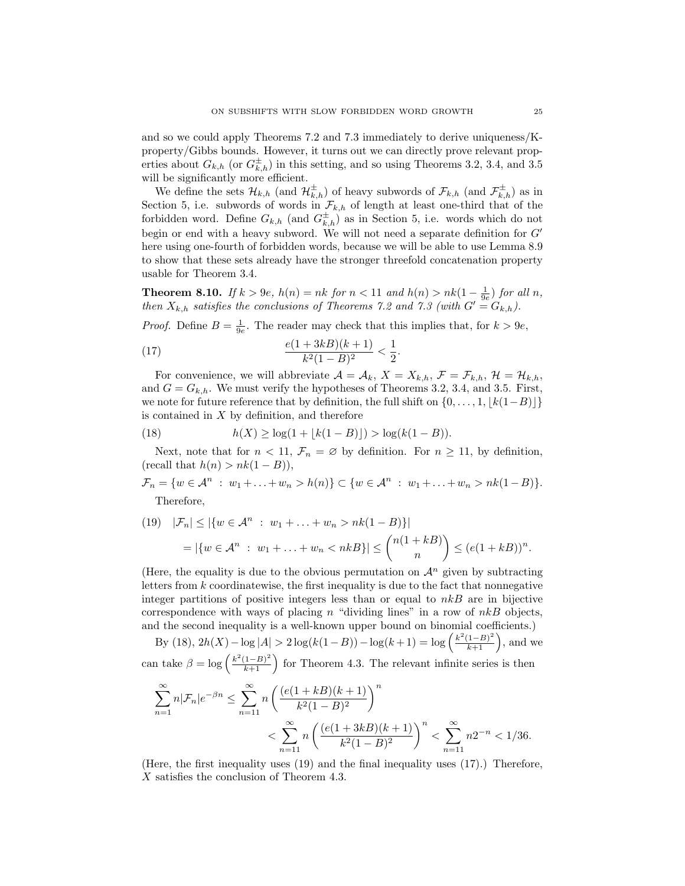and so we could apply Theorems 7.2 and 7.3 immediately to derive uniqueness/K-property/Gibbs bounds. However, it turns out we can directly prove relevant properties about $G_{k,h}$ (or $G^{\pm}_{k,h}$) in this setting, and so using Theorems 3.2, 3.4, and 3.5 will be significantly more efficient.

We define the sets $\mathcal{H}_{k,h}$ (and $\mathcal{H}^{\pm}_{k,h}$) of heavy subwords of $\mathcal{F}_{k,h}$ (and $\mathcal{F}^{\pm}_{k,h}$) as in Section 5, i.e. subwords of words in $\mathcal{F}_{k,h}$ of length at least one-third that of the forbidden word. Define $G_{k,h}$ (and $G^{\pm}_{k,h}$) as in Section 5, i.e. words which do not begin or end with a heavy subword. We will not need a separate definition for $G'$ here using one-fourth of forbidden words, because we will be able to use Lemma 8.9 to show that these sets already have the stronger threefold concatenation property usable for Theorem 3.4.

**Theorem 8.10.** *If $k > 9e$, $h(n) = nk$ for $n < 11$ and $h(n) > nk(1 - \frac{1}{9e})$ for all $n$, then $X_{k,h}$ satisfies the conclusions of Theorems 7.2 and 7.3 (with $G' = G_{k,h}$).*

*Proof.* Define $B = \frac{1}{9e}$. The reader may check that this implies that, for $k > 9e$,

$$\frac{e(1 + 3kB)(k+1)}{k^2(1-B)^2} < \frac{1}{2}. \tag{17}$$

For convenience, we will abbreviate $\mathcal{A} = \mathcal{A}_k$, $X = X_{k,h}$, $\mathcal{F} = \mathcal{F}_{k,h}$, $\mathcal{H} = \mathcal{H}_{k,h}$, and $G = G_{k,h}$. We must verify the hypotheses of Theorems 3.2, 3.4, and 3.5. First, we note for future reference that by definition, the full shift on $\{0, \ldots, 1, \lfloor k(1-B) \rfloor\}$ is contained in $X$ by definition, and therefore

$$h(X) \geq \log(1 + \lfloor k(1-B) \rfloor) > \log(k(1-B)). \tag{18}$$

Next, note that for $n < 11$, $\mathcal{F}_n = \varnothing$ by definition. For $n \geq 11$, by definition, (recall that $h(n) > nk(1-B)$),

$$\mathcal{F}_n = \{w \in \mathcal{A}^n \ : \ w_1 + \ldots + w_n > h(n)\} \subset \{w \in \mathcal{A}^n \ : \ w_1 + \ldots + w_n > nk(1-B)\}.$$

Therefore,

$$\begin{aligned} |\mathcal{F}_n| &\leq |\{w \in \mathcal{A}^n \ : \ w_1 + \ldots + w_n > nk(1-B)\}| \\ &= |\{w \in \mathcal{A}^n \ : \ w_1 + \ldots + w_n < nkB\}| \leq \binom{n(1+kB)}{n} \leq (e(1+kB))^n. \end{aligned} \tag{19}$$

(Here, the equality is due to the obvious permutation on $\mathcal{A}^n$ given by subtracting letters from $k$ coordinatewise, the first inequality is due to the fact that nonnegative integer partitions of positive integers less than or equal to $nkB$ are in bijective correspondence with ways of placing $n$ "dividing lines" in a row of $nkB$ objects, and the second inequality is a well-known upper bound on binomial coefficients.)

By (18), $2h(X) - \log|A| > 2\log(k(1-B)) - \log(k+1) = \log\left(\frac{k^2(1-B)^2}{k+1}\right)$, and we can take $\beta = \log\left(\frac{k^2(1-B)^2}{k+1}\right)$ for Theorem 4.3. The relevant infinite series is then

$$\begin{aligned} \sum_{n=1}^{\infty} n|\mathcal{F}_n|e^{-\beta n} &\leq \sum_{n=11}^{\infty} n\left(\frac{(e(1+kB)(k+1)}{k^2(1-B)^2}\right)^n \\ &< \sum_{n=11}^{\infty} n\left(\frac{(e(1+3kB)(k+1)}{k^2(1-B)^2}\right)^n < \sum_{n=11}^{\infty} n2^{-n} < 1/36. \end{aligned}$$

(Here, the first inequality uses (19) and the final inequality uses (17).) Therefore, $X$ satisfies the conclusion of Theorem 4.3.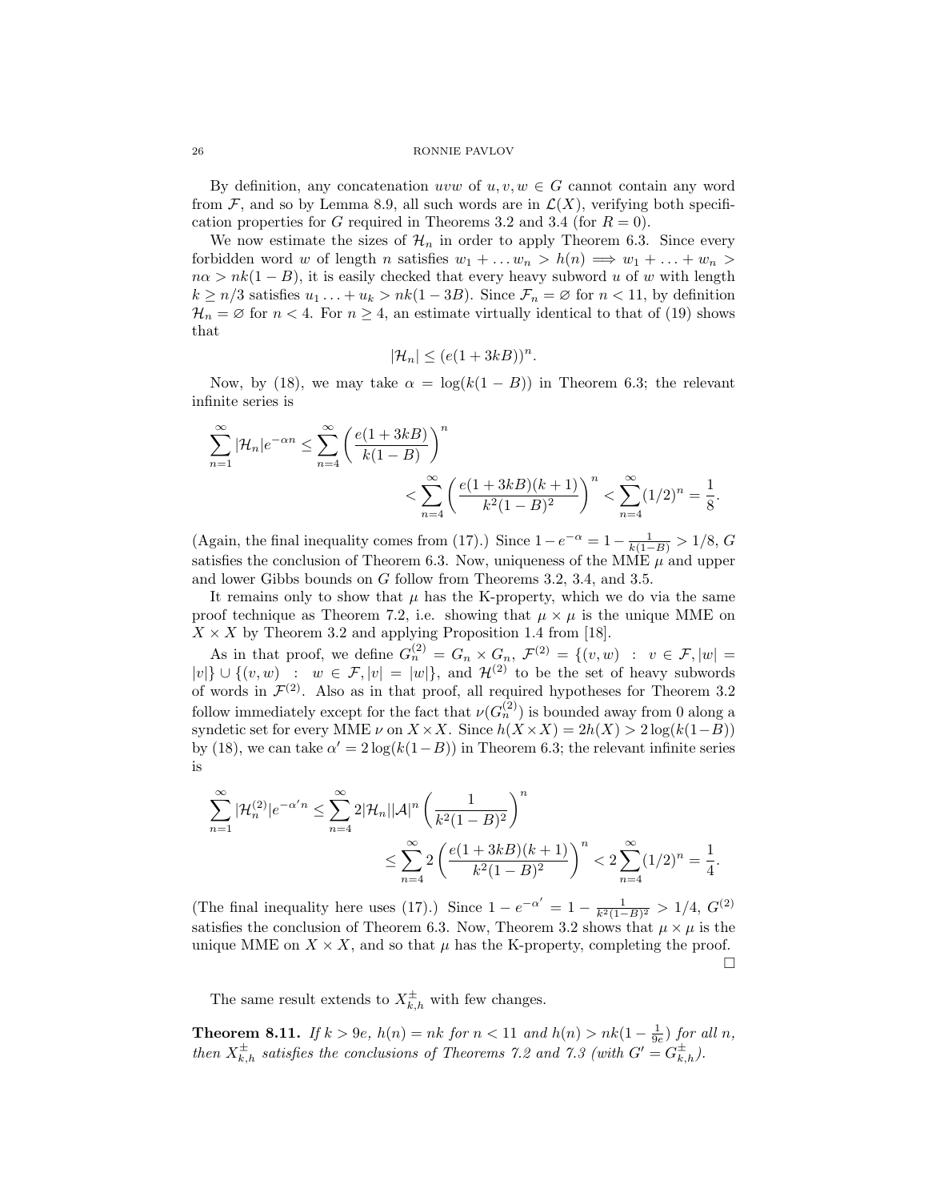By definition, any concatenation $uvw$ of $u, v, w \in G$ cannot contain any word from $\mathcal{F}$, and so by Lemma 8.9, all such words are in $\mathcal{L}(X)$, verifying both specification properties for $G$ required in Theorems 3.2 and 3.4 (for $R = 0$).

We now estimate the sizes of $\mathcal{H}_n$ in order to apply Theorem 6.3. Since every forbidden word $w$ of length $n$ satisfies $w_1 + \ldots w_n > h(n) \implies w_1 + \ldots + w_n > n\alpha > nk(1-B)$, it is easily checked that every heavy subword $u$ of $w$ with length $k \geq n/3$ satisfies $u_1 \ldots + u_k > nk(1 - 3B)$. Since $\mathcal{F}_n = \varnothing$ for $n < 11$, by definition $\mathcal{H}_n = \varnothing$ for $n < 4$. For $n \geq 4$, an estimate virtually identical to that of (19) shows that

$$|\mathcal{H}_n| \leq (e(1 + 3kB))^n.$$

Now, by (18), we may take $\alpha = \log(k(1 - B))$ in Theorem 6.3; the relevant infinite series is

$$\sum_{n=1}^{\infty} |\mathcal{H}_n| e^{-\alpha n} \leq \sum_{n=4}^{\infty} \left( \frac{e(1 + 3kB)}{k(1 - B)} \right)^n < \sum_{n=4}^{\infty} \left( \frac{e(1 + 3kB)(k+1)}{k^2(1 - B)^2} \right)^n < \sum_{n=4}^{\infty} (1/2)^n = \frac{1}{8}.$$

(Again, the final inequality comes from (17).) Since $1 - e^{-\alpha} = 1 - \frac{1}{k(1-B)} > 1/8$, $G$ satisfies the conclusion of Theorem 6.3. Now, uniqueness of the MME $\mu$ and upper and lower Gibbs bounds on $G$ follow from Theorems 3.2, 3.4, and 3.5.

It remains only to show that $\mu$ has the K-property, which we do via the same proof technique as Theorem 7.2, i.e. showing that $\mu \times \mu$ is the unique MME on $X \times X$ by Theorem 3.2 and applying Proposition 1.4 from [18].

As in that proof, we define $G_n^{(2)} = G_n \times G_n$, $\mathcal{F}^{(2)} = \{(v, w) \ : \ v \in \mathcal{F}, |w| = |v|\} \cup \{(v, w) \ : \ w \in \mathcal{F}, |v| = |w|\}$, and $\mathcal{H}^{(2)}$ to be the set of heavy subwords of words in $\mathcal{F}^{(2)}$. Also as in that proof, all required hypotheses for Theorem 3.2 follow immediately except for the fact that $\nu(G_n^{(2)})$ is bounded away from 0 along a syndetic set for every MME $\nu$ on $X \times X$. Since $h(X \times X) = 2h(X) > 2\log(k(1-B))$ by (18), we can take $\alpha' = 2\log(k(1-B))$ in Theorem 6.3; the relevant infinite series is

$$\sum_{n=1}^{\infty} |\mathcal{H}_n^{(2)}| e^{-\alpha' n} \leq \sum_{n=4}^{\infty} 2|\mathcal{H}_n||\mathcal{A}|^n \left( \frac{1}{k^2(1 - B)^2} \right)^n \leq \sum_{n=4}^{\infty} 2 \left( \frac{e(1 + 3kB)(k+1)}{k^2(1 - B)^2} \right)^n < 2\sum_{n=4}^{\infty} (1/2)^n = \frac{1}{4}.$$

(The final inequality here uses (17).) Since $1 - e^{-\alpha'} = 1 - \frac{1}{k^2(1-B)^2} > 1/4$, $G^{(2)}$ satisfies the conclusion of Theorem 6.3. Now, Theorem 3.2 shows that $\mu \times \mu$ is the unique MME on $X \times X$, and so that $\mu$ has the K-property, completing the proof. $\square$

The same result extends to $X_{k,h}^{\pm}$ with few changes.

**Theorem 8.11.** *If $k > 9e$, $h(n) = nk$ for $n < 11$ and $h(n) > nk(1 - \frac{1}{9e})$ for all $n$, then $X_{k,h}^{\pm}$ satisfies the conclusions of Theorems 7.2 and 7.3 (with $G' = G_{k,h}^{\pm}$).*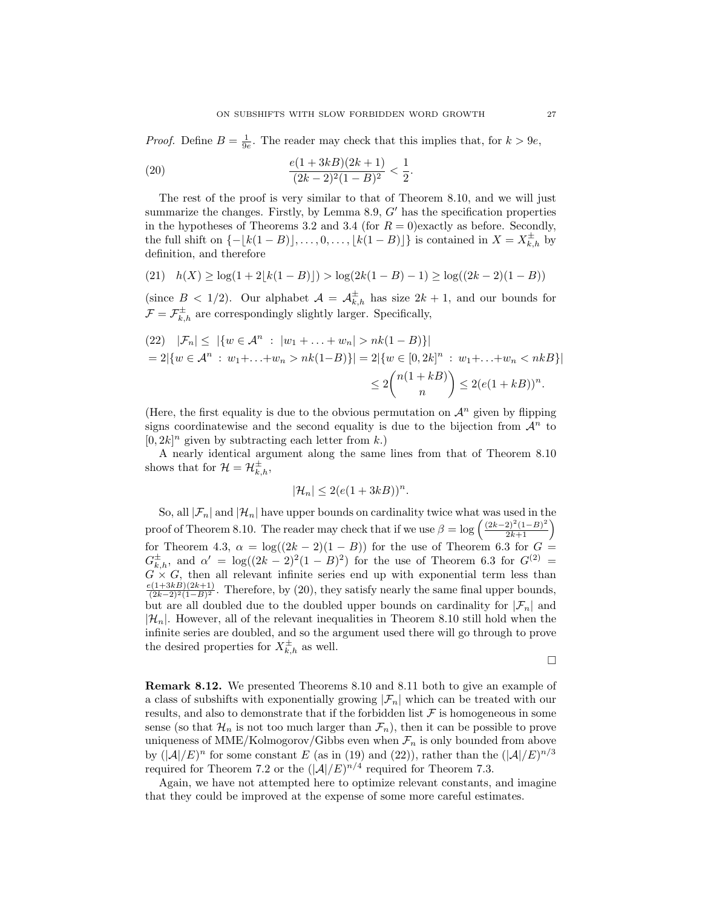*Proof.* Define $B = \frac{1}{9e}$. The reader may check that this implies that, for $k > 9e$,

$$\frac{e(1+3kB)(2k+1)}{(2k-2)^2(1-B)^2} < \frac{1}{2}. \tag{20}$$

The rest of the proof is very similar to that of Theorem 8.10, and we will just summarize the changes. Firstly, by Lemma 8.9, $G'$ has the specification properties in the hypotheses of Theorems 3.2 and 3.4 (for $R = 0$)exactly as before. Secondly, the full shift on $\{-\lfloor k(1-B)\rfloor, \ldots, 0, \ldots, \lfloor k(1-B)\rfloor\}$ is contained in $X = X_{k,h}^{\pm}$ by definition, and therefore

$$h(X) \geq \log(1 + 2\lfloor k(1-B)\rfloor) > \log(2k(1-B) - 1) \geq \log((2k-2)(1-B)) \tag{21}$$

(since $B < 1/2$). Our alphabet $\mathcal{A} = \mathcal{A}_{k,h}^{\pm}$ has size $2k+1$, and our bounds for $\mathcal{F} = \mathcal{F}_{k,h}^{\pm}$ are correspondingly slightly larger. Specifically,

$$\begin{aligned}
(22)\quad |\mathcal{F}_n| &\leq |\{w \in \mathcal{A}^n \;:\; |w_1 + \ldots + w_n| > nk(1-B)\}| \\
&= 2|\{w \in \mathcal{A}^n \;:\; w_1 + \ldots + w_n > nk(1-B)\}| = 2|\{w \in [0, 2k]^n \;:\; w_1 + \ldots + w_n < nkB\}| \\
&\leq 2\binom{n(1+kB)}{n} \leq 2(e(1+kB))^n.
\end{aligned}$$

(Here, the first equality is due to the obvious permutation on $\mathcal{A}^n$ given by flipping signs coordinatewise and the second equality is due to the bijection from $\mathcal{A}^n$ to $[0, 2k]^n$ given by subtracting each letter from $k$.)

A nearly identical argument along the same lines from that of Theorem 8.10 shows that for $\mathcal{H} = \mathcal{H}_{k,h}^{\pm}$,

$$|\mathcal{H}_n| \leq 2(e(1+3kB))^n.$$

So, all $|\mathcal{F}_n|$ and $|\mathcal{H}_n|$ have upper bounds on cardinality twice what was used in the proof of Theorem 8.10. The reader may check that if we use $\beta = \log\left(\frac{(2k-2)^2(1-B)^2}{2k+1}\right)$ for Theorem 4.3, $\alpha = \log((2k-2)(1-B))$ for the use of Theorem 6.3 for $G = G_{k,h}^{\pm}$, and $\alpha' = \log((2k-2)^2(1-B)^2)$ for the use of Theorem 6.3 for $G^{(2)} = G \times G$, then all relevant infinite series end up with exponential term less than $\frac{e(1+3kB)(2k+1)}{(2k-2)^2(1-B)^2}$. Therefore, by (20), they satisfy nearly the same final upper bounds, but are all doubled due to the doubled upper bounds on cardinality for $|\mathcal{F}_n|$ and $|\mathcal{H}_n|$. However, all of the relevant inequalities in Theorem 8.10 still hold when the infinite series are doubled, and so the argument used there will go through to prove the desired properties for $X_{k,h}^{\pm}$ as well.

∎

**Remark 8.12.** We presented Theorems 8.10 and 8.11 both to give an example of a class of subshifts with exponentially growing $|\mathcal{F}_n|$ which can be treated with our results, and also to demonstrate that if the forbidden list $\mathcal{F}$ is homogeneous in some sense (so that $\mathcal{H}_n$ is not too much larger than $\mathcal{F}_n$), then it can be possible to prove uniqueness of MME/Kolmogorov/Gibbs even when $\mathcal{F}_n$ is only bounded from above by $(|\mathcal{A}|/E)^n$ for some constant $E$ (as in (19) and (22)), rather than the $(|\mathcal{A}|/E)^{n/3}$ required for Theorem 7.2 or the $(|\mathcal{A}|/E)^{n/4}$ required for Theorem 7.3.

Again, we have not attempted here to optimize relevant constants, and imagine that they could be improved at the expense of some more careful estimates.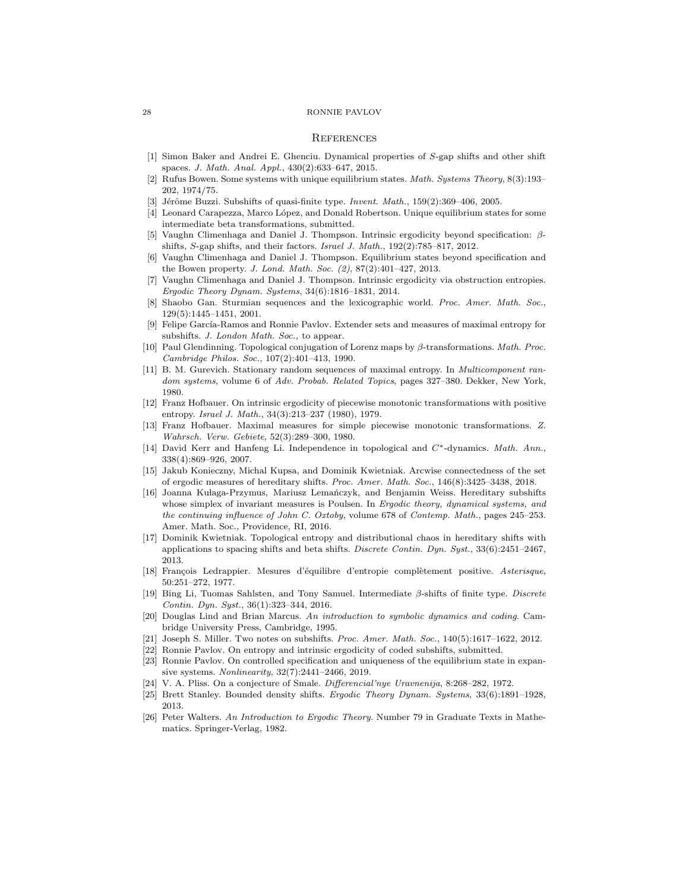# References

[1] Simon Baker and Andrei E. Ghenciu. Dynamical properties of $S$-gap shifts and other shift spaces. *J. Math. Anal. Appl.*, 430(2):633–647, 2015.

[2] Rufus Bowen. Some systems with unique equilibrium states. *Math. Systems Theory*, 8(3):193–202, 1974/75.

[3] Jérôme Buzzi. Subshifts of quasi-finite type. *Invent. Math.*, 159(2):369–406, 2005.

[4] Leonard Carapezza, Marco López, and Donald Robertson. Unique equilibrium states for some intermediate beta transformations, submitted.

[5] Vaughn Climenhaga and Daniel J. Thompson. Intrinsic ergodicity beyond specification: $\beta$-shifts, $S$-gap shifts, and their factors. *Israel J. Math.*, 192(2):785–817, 2012.

[6] Vaughn Climenhaga and Daniel J. Thompson. Equilibrium states beyond specification and the Bowen property. *J. Lond. Math. Soc. (2)*, 87(2):401–427, 2013.

[7] Vaughn Climenhaga and Daniel J. Thompson. Intrinsic ergodicity via obstruction entropies. *Ergodic Theory Dynam. Systems*, 34(6):1816–1831, 2014.

[8] Shaobo Gan. Sturmian sequences and the lexicographic world. *Proc. Amer. Math. Soc.*, 129(5):1445–1451, 2001.

[9] Felipe García-Ramos and Ronnie Pavlov. Extender sets and measures of maximal entropy for subshifts. *J. London Math. Soc.*, to appear.

[10] Paul Glendinning. Topological conjugation of Lorenz maps by $\beta$-transformations. *Math. Proc. Cambridge Philos. Soc.*, 107(2):401–413, 1990.

[11] B. M. Gurevich. Stationary random sequences of maximal entropy. In *Multicomponent random systems*, volume 6 of *Adv. Probab. Related Topics*, pages 327–380. Dekker, New York, 1980.

[12] Franz Hofbauer. On intrinsic ergodicity of piecewise monotonic transformations with positive entropy. *Israel J. Math.*, 34(3):213–237 (1980), 1979.

[13] Franz Hofbauer. Maximal measures for simple piecewise monotonic transformations. *Z. Wahrsch. Verw. Gebiete*, 52(3):289–300, 1980.

[14] David Kerr and Hanfeng Li. Independence in topological and $C^*$-dynamics. *Math. Ann.*, 338(4):869–926, 2007.

[15] Jakub Konieczny, Michal Kupsa, and Dominik Kwietniak. Arcwise connectedness of the set of ergodic measures of hereditary shifts. *Proc. Amer. Math. Soc.*, 146(8):3425–3438, 2018.

[16] Joanna Kułaga-Przymus, Mariusz Lemańczyk, and Benjamin Weiss. Hereditary subshifts whose simplex of invariant measures is Poulsen. In *Ergodic theory, dynamical systems, and the continuing influence of John C. Oxtoby*, volume 678 of *Contemp. Math.*, pages 245–253. Amer. Math. Soc., Providence, RI, 2016.

[17] Dominik Kwietniak. Topological entropy and distributional chaos in hereditary shifts with applications to spacing shifts and beta shifts. *Discrete Contin. Dyn. Syst.*, 33(6):2451–2467, 2013.

[18] François Ledrappier. Mesures d'équilibre d'entropie complètement positive. *Asterisque*, 50:251–272, 1977.

[19] Bing Li, Tuomas Sahlsten, and Tony Samuel. Intermediate $\beta$-shifts of finite type. *Discrete Contin. Dyn. Syst.*, 36(1):323–344, 2016.

[20] Douglas Lind and Brian Marcus. *An introduction to symbolic dynamics and coding*. Cambridge University Press, Cambridge, 1995.

[21] Joseph S. Miller. Two notes on subshifts. *Proc. Amer. Math. Soc.*, 140(5):1617–1622, 2012.

[22] Ronnie Pavlov. On entropy and intrinsic ergodicity of coded subshifts, submitted.

[23] Ronnie Pavlov. On controlled specification and uniqueness of the equilibrium state in expansive systems. *Nonlinearity*, 32(7):2441–2466, 2019.

[24] V. A. Pliss. On a conjecture of Smale. *Differencial'nye Uravnenija*, 8:268–282, 1972.

[25] Brett Stanley. Bounded density shifts. *Ergodic Theory Dynam. Systems*, 33(6):1891–1928, 2013.

[26] Peter Walters. *An Introduction to Ergodic Theory.* Number 79 in Graduate Texts in Mathematics. Springer-Verlag, 1982.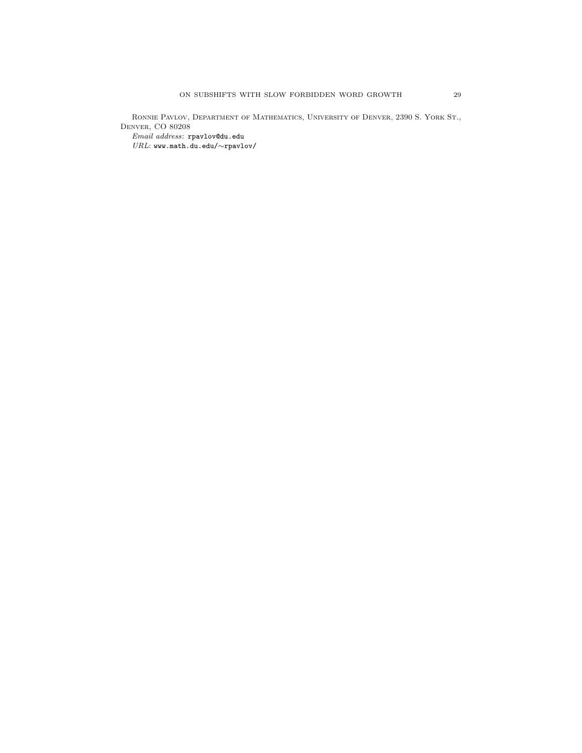Ronnie Pavlov, Department of Mathematics, University of Denver, 2390 S. York St., Denver, CO 80208

*Email address*: rpavlov@du.edu

*URL*: www.math.du.edu/∼rpavlov/